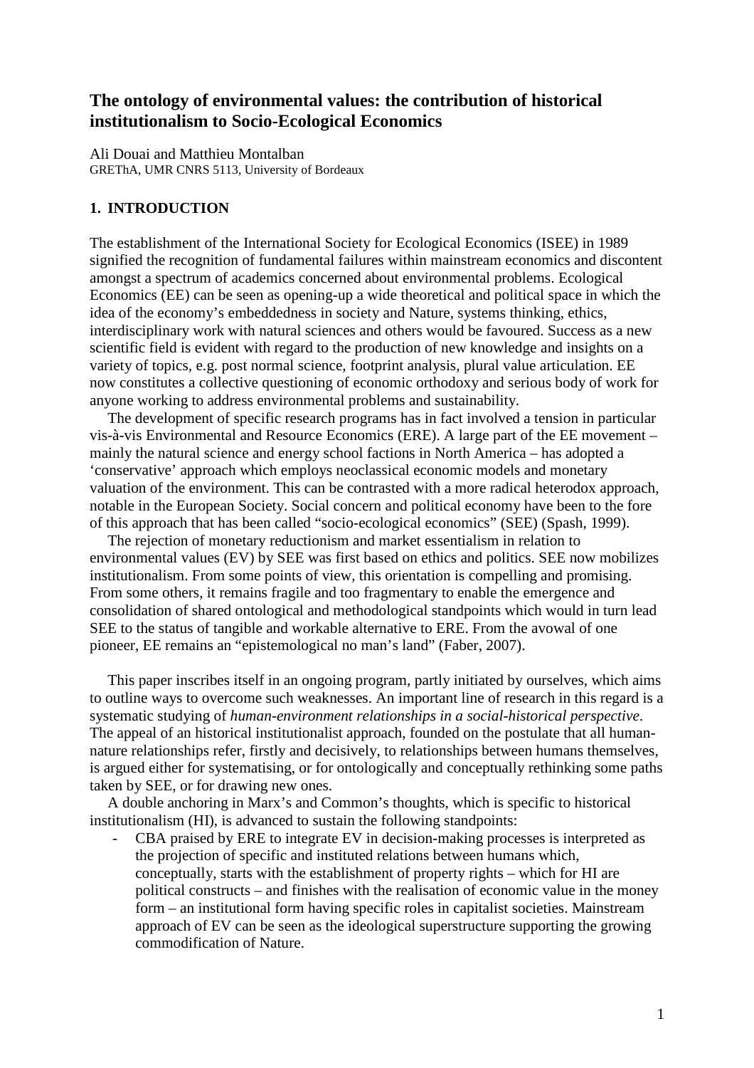# The ontology of environmental values: the contribution of historical institutionalism to Socio-Ecological Economics

Ali Douai and Matthieu Montalban
GREThA, UMR CNRS 5113, University of Bordeaux

## 1. INTRODUCTION

The establishment of the International Society for Ecological Economics (ISEE) in 1989 signified the recognition of fundamental failures within mainstream economics and discontent amongst a spectrum of academics concerned about environmental problems. Ecological Economics (EE) can be seen as opening-up a wide theoretical and political space in which the idea of the economy's embeddedness in society and Nature, systems thinking, ethics, interdisciplinary work with natural sciences and others would be favoured. Success as a new scientific field is evident with regard to the production of new knowledge and insights on a variety of topics, e.g. post normal science, footprint analysis, plural value articulation. EE now constitutes a collective questioning of economic orthodoxy and serious body of work for anyone working to address environmental problems and sustainability.

The development of specific research programs has in fact involved a tension in particular vis-à-vis Environmental and Resource Economics (ERE). A large part of the EE movement – mainly the natural science and energy school factions in North America – has adopted a 'conservative' approach which employs neoclassical economic models and monetary valuation of the environment. This can be contrasted with a more radical heterodox approach, notable in the European Society. Social concern and political economy have been to the fore of this approach that has been called "socio-ecological economics" (SEE) (Spash, 1999).

The rejection of monetary reductionism and market essentialism in relation to environmental values (EV) by SEE was first based on ethics and politics. SEE now mobilizes institutionalism. From some points of view, this orientation is compelling and promising. From some others, it remains fragile and too fragmentary to enable the emergence and consolidation of shared ontological and methodological standpoints which would in turn lead SEE to the status of tangible and workable alternative to ERE. From the avowal of one pioneer, EE remains an "epistemological no man's land" (Faber, 2007).

This paper inscribes itself in an ongoing program, partly initiated by ourselves, which aims to outline ways to overcome such weaknesses. An important line of research in this regard is a systematic studying of *human-environment relationships in a social-historical perspective*. The appeal of an historical institutionalist approach, founded on the postulate that all human-nature relationships refer, firstly and decisively, to relationships between humans themselves, is argued either for systematising, or for ontologically and conceptually rethinking some paths taken by SEE, or for drawing new ones.

A double anchoring in Marx's and Common's thoughts, which is specific to historical institutionalism (HI), is advanced to sustain the following standpoints:

- CBA praised by ERE to integrate EV in decision-making processes is interpreted as the projection of specific and instituted relations between humans which, conceptually, starts with the establishment of property rights – which for HI are political constructs – and finishes with the realisation of economic value in the money form – an institutional form having specific roles in capitalist societies. Mainstream approach of EV can be seen as the ideological superstructure supporting the growing commodification of Nature.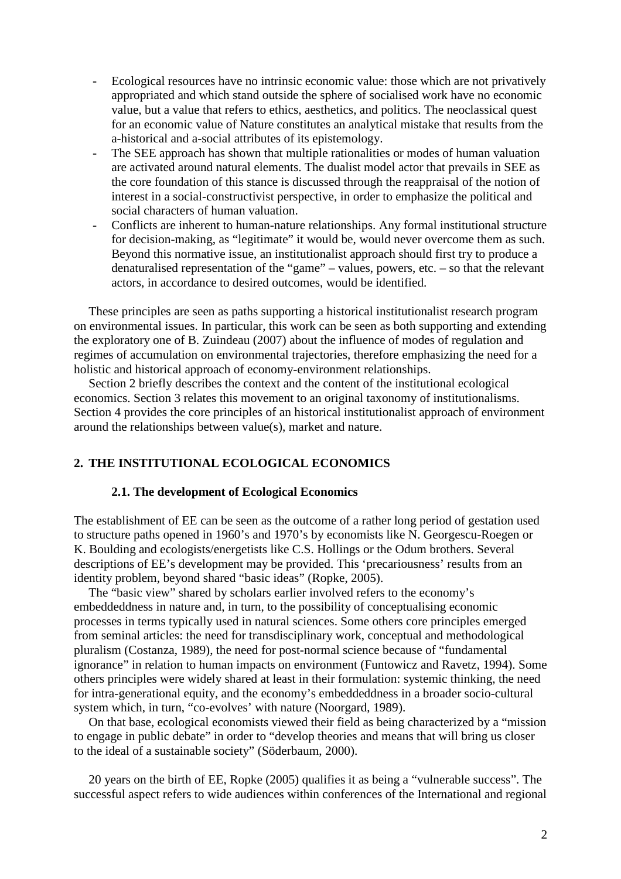- Ecological resources have no intrinsic economic value: those which are not privatively appropriated and which stand outside the sphere of socialised work have no economic value, but a value that refers to ethics, aesthetics, and politics. The neoclassical quest for an economic value of Nature constitutes an analytical mistake that results from the a-historical and a-social attributes of its epistemology.
- The SEE approach has shown that multiple rationalities or modes of human valuation are activated around natural elements. The dualist model actor that prevails in SEE as the core foundation of this stance is discussed through the reappraisal of the notion of interest in a social-constructivist perspective, in order to emphasize the political and social characters of human valuation.
- Conflicts are inherent to human-nature relationships. Any formal institutional structure for decision-making, as "legitimate" it would be, would never overcome them as such. Beyond this normative issue, an institutionalist approach should first try to produce a denaturalised representation of the "game" – values, powers, etc. – so that the relevant actors, in accordance to desired outcomes, would be identified.

These principles are seen as paths supporting a historical institutionalist research program on environmental issues. In particular, this work can be seen as both supporting and extending the exploratory one of B. Zuindeau (2007) about the influence of modes of regulation and regimes of accumulation on environmental trajectories, therefore emphasizing the need for a holistic and historical approach of economy-environment relationships.

Section 2 briefly describes the context and the content of the institutional ecological economics. Section 3 relates this movement to an original taxonomy of institutionalisms. Section 4 provides the core principles of an historical institutionalist approach of environment around the relationships between value(s), market and nature.

## 2. THE INSTITUTIONAL ECOLOGICAL ECONOMICS

### 2.1. The development of Ecological Economics

The establishment of EE can be seen as the outcome of a rather long period of gestation used to structure paths opened in 1960's and 1970's by economists like N. Georgescu-Roegen or K. Boulding and ecologists/energetists like C.S. Hollings or the Odum brothers. Several descriptions of EE's development may be provided. This 'precariousness' results from an identity problem, beyond shared "basic ideas" (Ropke, 2005).

The "basic view" shared by scholars earlier involved refers to the economy's embeddeddness in nature and, in turn, to the possibility of conceptualising economic processes in terms typically used in natural sciences. Some others core principles emerged from seminal articles: the need for transdisciplinary work, conceptual and methodological pluralism (Costanza, 1989), the need for post-normal science because of "fundamental ignorance" in relation to human impacts on environment (Funtowicz and Ravetz, 1994). Some others principles were widely shared at least in their formulation: systemic thinking, the need for intra-generational equity, and the economy's embeddedness in a broader socio-cultural system which, in turn, "co-evolves' with nature (Noorgard, 1989).

On that base, ecological economists viewed their field as being characterized by a "mission to engage in public debate" in order to "develop theories and means that will bring us closer to the ideal of a sustainable society" (Söderbaum, 2000).

20 years on the birth of EE, Ropke (2005) qualifies it as being a "vulnerable success". The successful aspect refers to wide audiences within conferences of the International and regional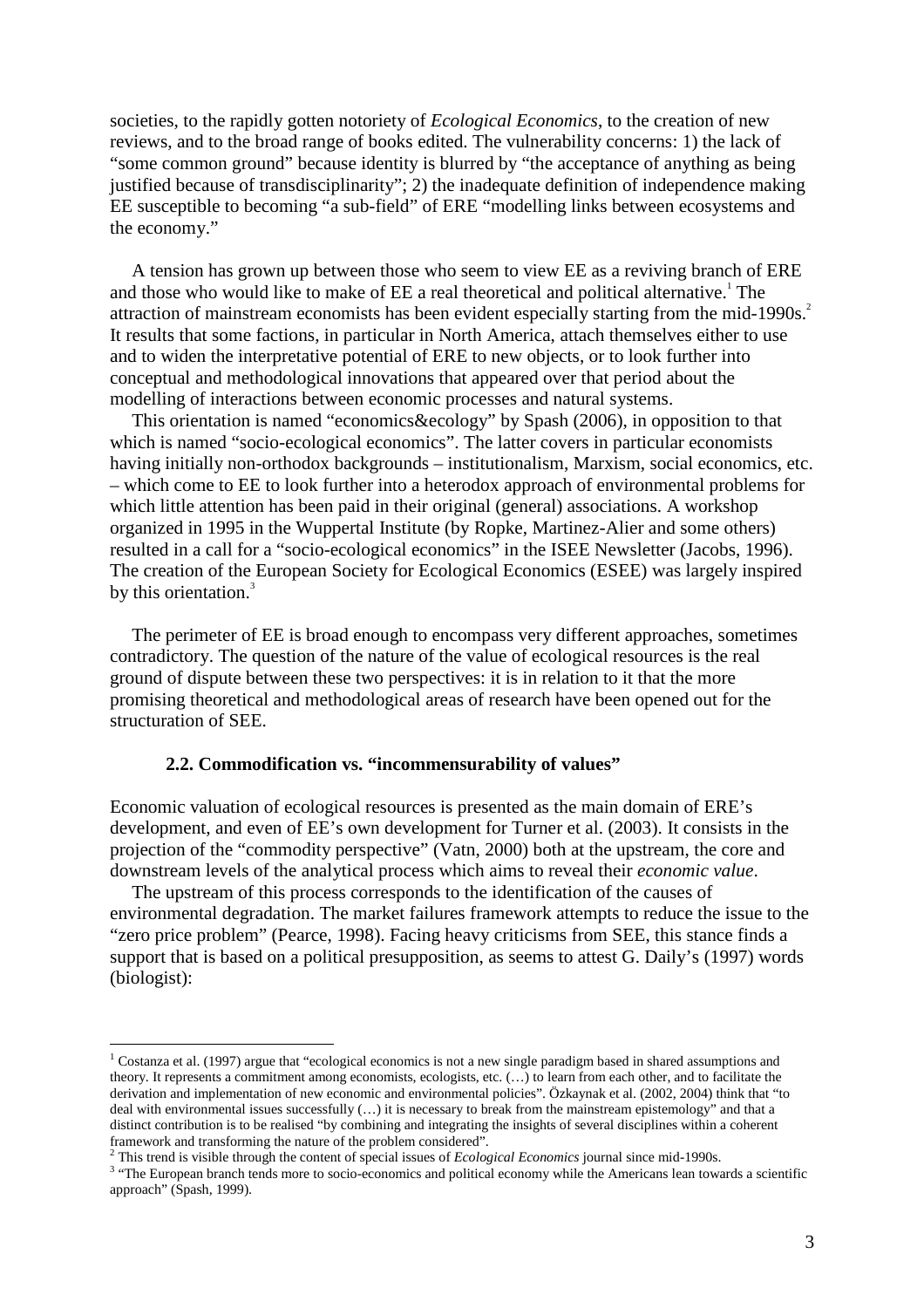societies, to the rapidly gotten notoriety of *Ecological Economics*, to the creation of new reviews, and to the broad range of books edited. The vulnerability concerns: 1) the lack of "some common ground" because identity is blurred by "the acceptance of anything as being justified because of transdisciplinarity"; 2) the inadequate definition of independence making EE susceptible to becoming "a sub-field" of ERE "modelling links between ecosystems and the economy."

A tension has grown up between those who seem to view EE as a reviving branch of ERE and those who would like to make of EE a real theoretical and political alternative.[1] The attraction of mainstream economists has been evident especially starting from the mid-1990s.[2] It results that some factions, in particular in North America, attach themselves either to use and to widen the interpretative potential of ERE to new objects, or to look further into conceptual and methodological innovations that appeared over that period about the modelling of interactions between economic processes and natural systems.

This orientation is named "economics&ecology" by Spash (2006), in opposition to that which is named "socio-ecological economics". The latter covers in particular economists having initially non-orthodox backgrounds – institutionalism, Marxism, social economics, etc. – which come to EE to look further into a heterodox approach of environmental problems for which little attention has been paid in their original (general) associations. A workshop organized in 1995 in the Wuppertal Institute (by Ropke, Martinez-Alier and some others) resulted in a call for a "socio-ecological economics" in the ISEE Newsletter (Jacobs, 1996). The creation of the European Society for Ecological Economics (ESEE) was largely inspired by this orientation.[3]

The perimeter of EE is broad enough to encompass very different approaches, sometimes contradictory. The question of the nature of the value of ecological resources is the real ground of dispute between these two perspectives: it is in relation to it that the more promising theoretical and methodological areas of research have been opened out for the structuration of SEE.

### 2.2. Commodification vs. "incommensurability of values"

Economic valuation of ecological resources is presented as the main domain of ERE's development, and even of EE's own development for Turner et al. (2003). It consists in the projection of the "commodity perspective" (Vatn, 2000) both at the upstream, the core and downstream levels of the analytical process which aims to reveal their *economic value*.

The upstream of this process corresponds to the identification of the causes of environmental degradation. The market failures framework attempts to reduce the issue to the "zero price problem" (Pearce, 1998). Facing heavy criticisms from SEE, this stance finds a support that is based on a political presupposition, as seems to attest G. Daily's (1997) words (biologist):

---

[1] Costanza et al. (1997) argue that "ecological economics is not a new single paradigm based in shared assumptions and theory. It represents a commitment among economists, ecologists, etc. (…) to learn from each other, and to facilitate the derivation and implementation of new economic and environmental policies". Özkaynak et al. (2002, 2004) think that "to deal with environmental issues successfully (…) it is necessary to break from the mainstream epistemology" and that a distinct contribution is to be realised "by combining and integrating the insights of several disciplines within a coherent framework and transforming the nature of the problem considered".

[2] This trend is visible through the content of special issues of *Ecological Economics* journal since mid-1990s.

[3] "The European branch tends more to socio-economics and political economy while the Americans lean towards a scientific approach" (Spash, 1999).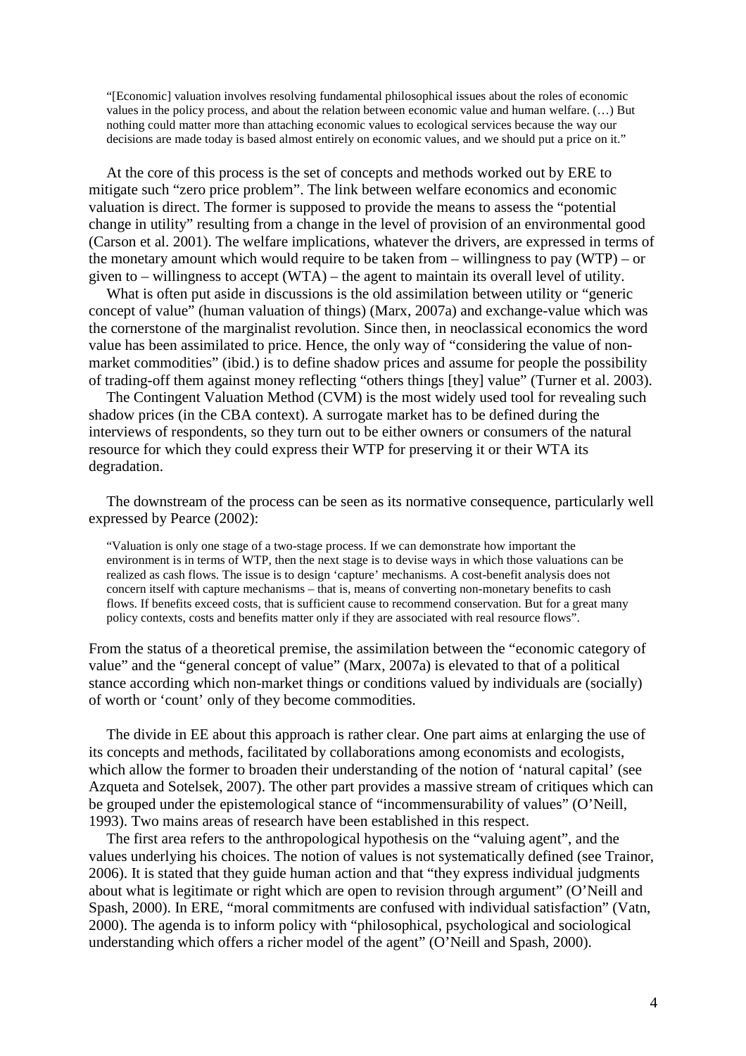> "[Economic] valuation involves resolving fundamental philosophical issues about the roles of economic values in the policy process, and about the relation between economic value and human welfare. (…) But nothing could matter more than attaching economic values to ecological services because the way our decisions are made today is based almost entirely on economic values, and we should put a price on it."

At the core of this process is the set of concepts and methods worked out by ERE to mitigate such "zero price problem". The link between welfare economics and economic valuation is direct. The former is supposed to provide the means to assess the "potential change in utility" resulting from a change in the level of provision of an environmental good (Carson et al. 2001). The welfare implications, whatever the drivers, are expressed in terms of the monetary amount which would require to be taken from – willingness to pay (WTP) – or given to – willingness to accept (WTA) – the agent to maintain its overall level of utility.

What is often put aside in discussions is the old assimilation between utility or "generic concept of value" (human valuation of things) (Marx, 2007a) and exchange-value which was the cornerstone of the marginalist revolution. Since then, in neoclassical economics the word value has been assimilated to price. Hence, the only way of "considering the value of non-market commodities" (ibid.) is to define shadow prices and assume for people the possibility of trading-off them against money reflecting "others things [they] value" (Turner et al. 2003).

The Contingent Valuation Method (CVM) is the most widely used tool for revealing such shadow prices (in the CBA context). A surrogate market has to be defined during the interviews of respondents, so they turn out to be either owners or consumers of the natural resource for which they could express their WTP for preserving it or their WTA its degradation.

The downstream of the process can be seen as its normative consequence, particularly well expressed by Pearce (2002):

> "Valuation is only one stage of a two-stage process. If we can demonstrate how important the environment is in terms of WTP, then the next stage is to devise ways in which those valuations can be realized as cash flows. The issue is to design 'capture' mechanisms. A cost-benefit analysis does not concern itself with capture mechanisms – that is, means of converting non-monetary benefits to cash flows. If benefits exceed costs, that is sufficient cause to recommend conservation. But for a great many policy contexts, costs and benefits matter only if they are associated with real resource flows".

From the status of a theoretical premise, the assimilation between the "economic category of value" and the "general concept of value" (Marx, 2007a) is elevated to that of a political stance according which non-market things or conditions valued by individuals are (socially) of worth or 'count' only of they become commodities.

The divide in EE about this approach is rather clear. One part aims at enlarging the use of its concepts and methods, facilitated by collaborations among economists and ecologists, which allow the former to broaden their understanding of the notion of 'natural capital' (see Azqueta and Sotelsek, 2007). The other part provides a massive stream of critiques which can be grouped under the epistemological stance of "incommensurability of values" (O'Neill, 1993). Two mains areas of research have been established in this respect.

The first area refers to the anthropological hypothesis on the "valuing agent", and the values underlying his choices. The notion of values is not systematically defined (see Trainor, 2006). It is stated that they guide human action and that "they express individual judgments about what is legitimate or right which are open to revision through argument" (O'Neill and Spash, 2000). In ERE, "moral commitments are confused with individual satisfaction" (Vatn, 2000). The agenda is to inform policy with "philosophical, psychological and sociological understanding which offers a richer model of the agent" (O'Neill and Spash, 2000).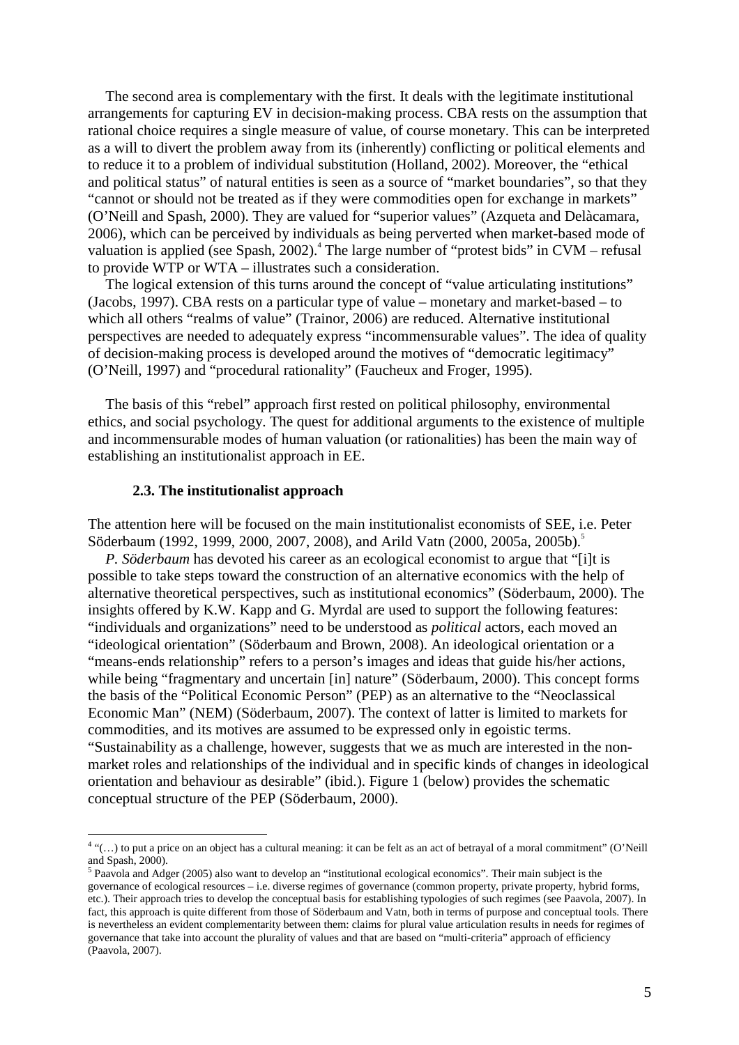The second area is complementary with the first. It deals with the legitimate institutional arrangements for capturing EV in decision-making process. CBA rests on the assumption that rational choice requires a single measure of value, of course monetary. This can be interpreted as a will to divert the problem away from its (inherently) conflicting or political elements and to reduce it to a problem of individual substitution (Holland, 2002). Moreover, the "ethical and political status" of natural entities is seen as a source of "market boundaries", so that they "cannot or should not be treated as if they were commodities open for exchange in markets" (O'Neill and Spash, 2000). They are valued for "superior values" (Azqueta and Delàcamara, 2006), which can be perceived by individuals as being perverted when market-based mode of valuation is applied (see Spash, 2002).[4] The large number of "protest bids" in CVM – refusal to provide WTP or WTA – illustrates such a consideration.

The logical extension of this turns around the concept of "value articulating institutions" (Jacobs, 1997). CBA rests on a particular type of value – monetary and market-based – to which all others "realms of value" (Trainor, 2006) are reduced. Alternative institutional perspectives are needed to adequately express "incommensurable values". The idea of quality of decision-making process is developed around the motives of "democratic legitimacy" (O'Neill, 1997) and "procedural rationality" (Faucheux and Froger, 1995).

The basis of this "rebel" approach first rested on political philosophy, environmental ethics, and social psychology. The quest for additional arguments to the existence of multiple and incommensurable modes of human valuation (or rationalities) has been the main way of establishing an institutionalist approach in EE.

### 2.3. The institutionalist approach

The attention here will be focused on the main institutionalist economists of SEE, i.e. Peter Söderbaum (1992, 1999, 2000, 2007, 2008), and Arild Vatn (2000, 2005a, 2005b).[5]

*P. Söderbaum* has devoted his career as an ecological economist to argue that "[i]t is possible to take steps toward the construction of an alternative economics with the help of alternative theoretical perspectives, such as institutional economics" (Söderbaum, 2000). The insights offered by K.W. Kapp and G. Myrdal are used to support the following features: "individuals and organizations" need to be understood as *political* actors, each moved an "ideological orientation" (Söderbaum and Brown, 2008). An ideological orientation or a "means-ends relationship" refers to a person's images and ideas that guide his/her actions, while being "fragmentary and uncertain [in] nature" (Söderbaum, 2000). This concept forms the basis of the "Political Economic Person" (PEP) as an alternative to the "Neoclassical Economic Man" (NEM) (Söderbaum, 2007). The context of latter is limited to markets for commodities, and its motives are assumed to be expressed only in egoistic terms. "Sustainability as a challenge, however, suggests that we as much are interested in the non-market roles and relationships of the individual and in specific kinds of changes in ideological orientation and behaviour as desirable" (ibid.). Figure 1 (below) provides the schematic conceptual structure of the PEP (Söderbaum, 2000).

---

[4] "(…) to put a price on an object has a cultural meaning: it can be felt as an act of betrayal of a moral commitment" (O'Neill and Spash, 2000).

[5] Paavola and Adger (2005) also want to develop an "institutional ecological economics". Their main subject is the governance of ecological resources – i.e. diverse regimes of governance (common property, private property, hybrid forms, etc.). Their approach tries to develop the conceptual basis for establishing typologies of such regimes (see Paavola, 2007). In fact, this approach is quite different from those of Söderbaum and Vatn, both in terms of purpose and conceptual tools. There is nevertheless an evident complementarity between them: claims for plural value articulation results in needs for regimes of governance that take into account the plurality of values and that are based on "multi-criteria" approach of efficiency (Paavola, 2007).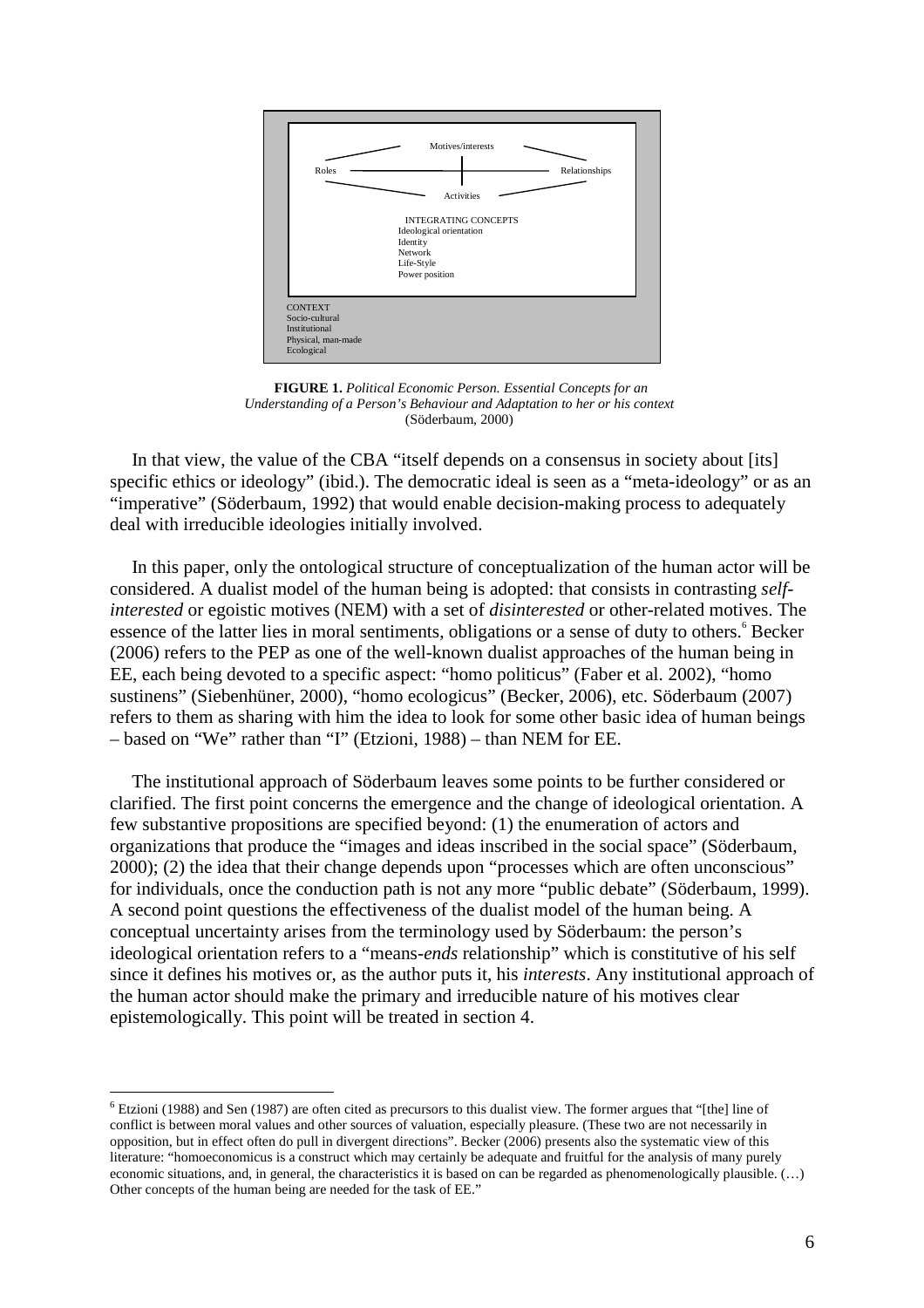Motives/interests

Roles — Relationships

Activities

INTEGRATING CONCEPTS
Ideological orientation
Identity
Network
Life-Style
Power position

CONTEXT
Socio-cultural
Institutional
Physical, man-made
Ecological

**FIGURE 1.** *Political Economic Person. Essential Concepts for an Understanding of a Person's Behaviour and Adaptation to her or his context* (Söderbaum, 2000)

In that view, the value of the CBA "itself depends on a consensus in society about [its] specific ethics or ideology" (ibid.). The democratic ideal is seen as a "meta-ideology" or as an "imperative" (Söderbaum, 1992) that would enable decision-making process to adequately deal with irreducible ideologies initially involved.

In this paper, only the ontological structure of conceptualization of the human actor will be considered. A dualist model of the human being is adopted: that consists in contrasting *self-interested* or egoistic motives (NEM) with a set of *disinterested* or other-related motives. The essence of the latter lies in moral sentiments, obligations or a sense of duty to others.[6] Becker (2006) refers to the PEP as one of the well-known dualist approaches of the human being in EE, each being devoted to a specific aspect: "homo politicus" (Faber et al. 2002), "homo sustinens" (Siebenhüner, 2000), "homo ecologicus" (Becker, 2006), etc. Söderbaum (2007) refers to them as sharing with him the idea to look for some other basic idea of human beings – based on "We" rather than "I" (Etzioni, 1988) – than NEM for EE.

The institutional approach of Söderbaum leaves some points to be further considered or clarified. The first point concerns the emergence and the change of ideological orientation. A few substantive propositions are specified beyond: (1) the enumeration of actors and organizations that produce the "images and ideas inscribed in the social space" (Söderbaum, 2000); (2) the idea that their change depends upon "processes which are often unconscious" for individuals, once the conduction path is not any more "public debate" (Söderbaum, 1999). A second point questions the effectiveness of the dualist model of the human being. A conceptual uncertainty arises from the terminology used by Söderbaum: the person's ideological orientation refers to a "means-*ends* relationship" which is constitutive of his self since it defines his motives or, as the author puts it, his *interests*. Any institutional approach of the human actor should make the primary and irreducible nature of his motives clear epistemologically. This point will be treated in section 4.

[6] Etzioni (1988) and Sen (1987) are often cited as precursors to this dualist view. The former argues that "[the] line of conflict is between moral values and other sources of valuation, especially pleasure. (These two are not necessarily in opposition, but in effect often do pull in divergent directions". Becker (2006) presents also the systematic view of this literature: "homoeconomicus is a construct which may certainly be adequate and fruitful for the analysis of many purely economic situations, and, in general, the characteristics it is based on can be regarded as phenomenologically plausible. (…) Other concepts of the human being are needed for the task of EE."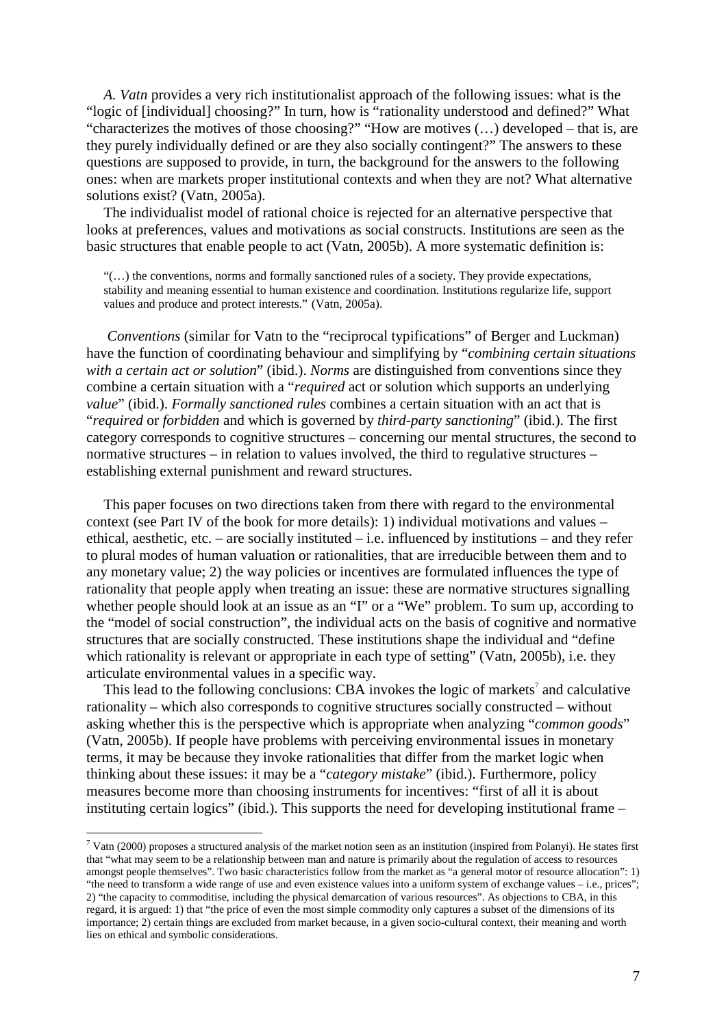*A. Vatn* provides a very rich institutionalist approach of the following issues: what is the "logic of [individual] choosing?" In turn, how is "rationality understood and defined?" What "characterizes the motives of those choosing?" "How are motives (…) developed – that is, are they purely individually defined or are they also socially contingent?" The answers to these questions are supposed to provide, in turn, the background for the answers to the following ones: when are markets proper institutional contexts and when they are not? What alternative solutions exist? (Vatn, 2005a).

The individualist model of rational choice is rejected for an alternative perspective that looks at preferences, values and motivations as social constructs. Institutions are seen as the basic structures that enable people to act (Vatn, 2005b). A more systematic definition is:

> "(…) the conventions, norms and formally sanctioned rules of a society. They provide expectations, stability and meaning essential to human existence and coordination. Institutions regularize life, support values and produce and protect interests." (Vatn, 2005a).

*Conventions* (similar for Vatn to the "reciprocal typifications" of Berger and Luckman) have the function of coordinating behaviour and simplifying by "*combining certain situations with a certain act or solution*" (ibid.). *Norms* are distinguished from conventions since they combine a certain situation with a "*required* act or solution which supports an underlying *value*" (ibid.). *Formally sanctioned rules* combines a certain situation with an act that is "*required* or *forbidden* and which is governed by *third-party sanctioning*" (ibid.). The first category corresponds to cognitive structures – concerning our mental structures, the second to normative structures – in relation to values involved, the third to regulative structures – establishing external punishment and reward structures.

This paper focuses on two directions taken from there with regard to the environmental context (see Part IV of the book for more details): 1) individual motivations and values – ethical, aesthetic, etc. – are socially instituted – i.e. influenced by institutions – and they refer to plural modes of human valuation or rationalities, that are irreducible between them and to any monetary value; 2) the way policies or incentives are formulated influences the type of rationality that people apply when treating an issue: these are normative structures signalling whether people should look at an issue as an "I" or a "We" problem. To sum up, according to the "model of social construction", the individual acts on the basis of cognitive and normative structures that are socially constructed. These institutions shape the individual and "define which rationality is relevant or appropriate in each type of setting" (Vatn, 2005b), i.e. they articulate environmental values in a specific way.

This lead to the following conclusions: CBA invokes the logic of markets[7] and calculative rationality – which also corresponds to cognitive structures socially constructed – without asking whether this is the perspective which is appropriate when analyzing "*common goods*" (Vatn, 2005b). If people have problems with perceiving environmental issues in monetary terms, it may be because they invoke rationalities that differ from the market logic when thinking about these issues: it may be a "*category mistake*" (ibid.). Furthermore, policy measures become more than choosing instruments for incentives: "first of all it is about instituting certain logics" (ibid.). This supports the need for developing institutional frame –

---

[7] Vatn (2000) proposes a structured analysis of the market notion seen as an institution (inspired from Polanyi). He states first that "what may seem to be a relationship between man and nature is primarily about the regulation of access to resources amongst people themselves". Two basic characteristics follow from the market as "a general motor of resource allocation": 1) "the need to transform a wide range of use and even existence values into a uniform system of exchange values – i.e., prices"; 2) "the capacity to commoditise, including the physical demarcation of various resources". As objections to CBA, in this regard, it is argued: 1) that "the price of even the most simple commodity only captures a subset of the dimensions of its importance; 2) certain things are excluded from market because, in a given socio-cultural context, their meaning and worth lies on ethical and symbolic considerations.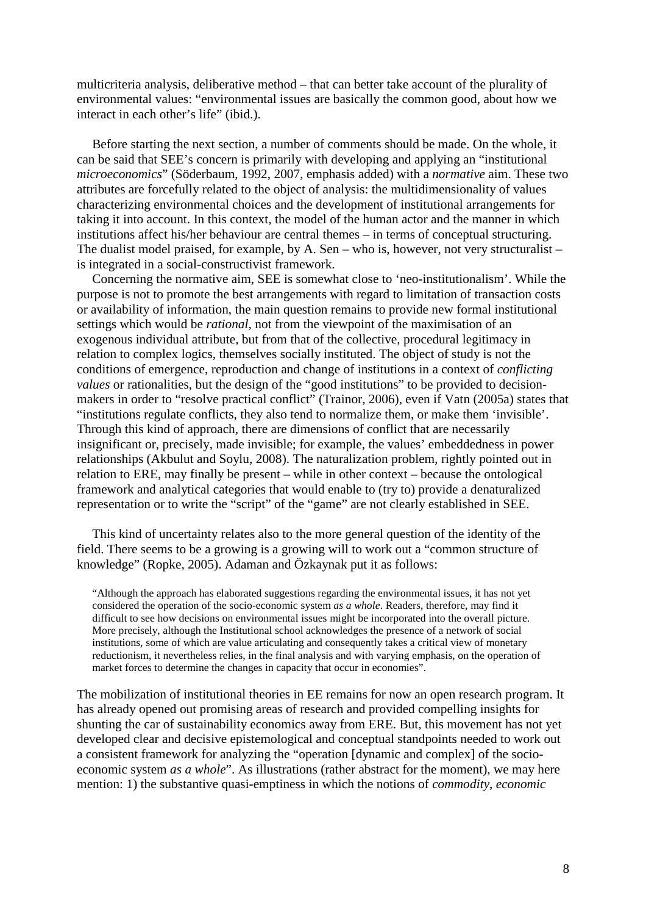multicriteria analysis, deliberative method – that can better take account of the plurality of environmental values: "environmental issues are basically the common good, about how we interact in each other's life" (ibid.).

Before starting the next section, a number of comments should be made. On the whole, it can be said that SEE's concern is primarily with developing and applying an "institutional *microeconomics*" (Söderbaum, 1992, 2007, emphasis added) with a *normative* aim. These two attributes are forcefully related to the object of analysis: the multidimensionality of values characterizing environmental choices and the development of institutional arrangements for taking it into account. In this context, the model of the human actor and the manner in which institutions affect his/her behaviour are central themes – in terms of conceptual structuring. The dualist model praised, for example, by A. Sen – who is, however, not very structuralist – is integrated in a social-constructivist framework.

Concerning the normative aim, SEE is somewhat close to 'neo-institutionalism'. While the purpose is not to promote the best arrangements with regard to limitation of transaction costs or availability of information, the main question remains to provide new formal institutional settings which would be *rational*, not from the viewpoint of the maximisation of an exogenous individual attribute, but from that of the collective, procedural legitimacy in relation to complex logics, themselves socially instituted. The object of study is not the conditions of emergence, reproduction and change of institutions in a context of *conflicting values* or rationalities, but the design of the "good institutions" to be provided to decision-makers in order to "resolve practical conflict" (Trainor, 2006), even if Vatn (2005a) states that "institutions regulate conflicts, they also tend to normalize them, or make them 'invisible'. Through this kind of approach, there are dimensions of conflict that are necessarily insignificant or, precisely, made invisible; for example, the values' embeddedness in power relationships (Akbulut and Soylu, 2008). The naturalization problem, rightly pointed out in relation to ERE, may finally be present – while in other context – because the ontological framework and analytical categories that would enable to (try to) provide a denaturalized representation or to write the "script" of the "game" are not clearly established in SEE.

This kind of uncertainty relates also to the more general question of the identity of the field. There seems to be a growing is a growing will to work out a "common structure of knowledge" (Ropke, 2005). Adaman and Özkaynak put it as follows:

> "Although the approach has elaborated suggestions regarding the environmental issues, it has not yet considered the operation of the socio-economic system *as a whole*. Readers, therefore, may find it difficult to see how decisions on environmental issues might be incorporated into the overall picture. More precisely, although the Institutional school acknowledges the presence of a network of social institutions, some of which are value articulating and consequently takes a critical view of monetary reductionism, it nevertheless relies, in the final analysis and with varying emphasis, on the operation of market forces to determine the changes in capacity that occur in economies".

The mobilization of institutional theories in EE remains for now an open research program. It has already opened out promising areas of research and provided compelling insights for shunting the car of sustainability economics away from ERE. But, this movement has not yet developed clear and decisive epistemological and conceptual standpoints needed to work out a consistent framework for analyzing the "operation [dynamic and complex] of the socio-economic system *as a whole*". As illustrations (rather abstract for the moment), we may here mention: 1) the substantive quasi-emptiness in which the notions of *commodity*, *economic*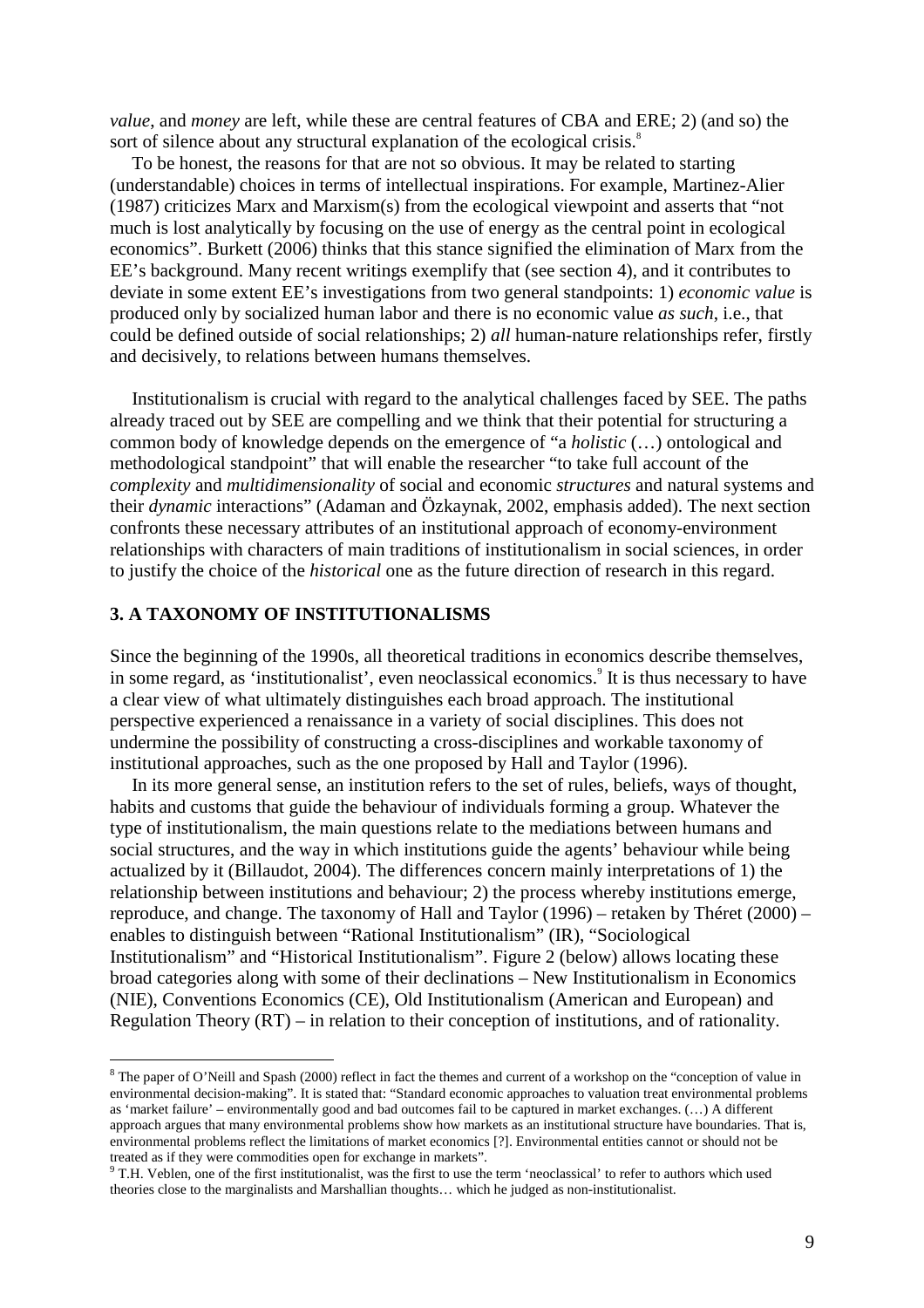*value*, and *money* are left, while these are central features of CBA and ERE; 2) (and so) the sort of silence about any structural explanation of the ecological crisis.[8]

To be honest, the reasons for that are not so obvious. It may be related to starting (understandable) choices in terms of intellectual inspirations. For example, Martinez-Alier (1987) criticizes Marx and Marxism(s) from the ecological viewpoint and asserts that "not much is lost analytically by focusing on the use of energy as the central point in ecological economics". Burkett (2006) thinks that this stance signified the elimination of Marx from the EE's background. Many recent writings exemplify that (see section 4), and it contributes to deviate in some extent EE's investigations from two general standpoints: 1) *economic value* is produced only by socialized human labor and there is no economic value *as such*, i.e., that could be defined outside of social relationships; 2) *all* human-nature relationships refer, firstly and decisively, to relations between humans themselves.

Institutionalism is crucial with regard to the analytical challenges faced by SEE. The paths already traced out by SEE are compelling and we think that their potential for structuring a common body of knowledge depends on the emergence of "a *holistic* (…) ontological and methodological standpoint" that will enable the researcher "to take full account of the *complexity* and *multidimensionality* of social and economic *structures* and natural systems and their *dynamic* interactions" (Adaman and Özkaynak, 2002, emphasis added). The next section confronts these necessary attributes of an institutional approach of economy-environment relationships with characters of main traditions of institutionalism in social sciences, in order to justify the choice of the *historical* one as the future direction of research in this regard.

## 3. A TAXONOMY OF INSTITUTIONALISMS

Since the beginning of the 1990s, all theoretical traditions in economics describe themselves, in some regard, as 'institutionalist', even neoclassical economics.[9] It is thus necessary to have a clear view of what ultimately distinguishes each broad approach. The institutional perspective experienced a renaissance in a variety of social disciplines. This does not undermine the possibility of constructing a cross-disciplines and workable taxonomy of institutional approaches, such as the one proposed by Hall and Taylor (1996).

In its more general sense, an institution refers to the set of rules, beliefs, ways of thought, habits and customs that guide the behaviour of individuals forming a group. Whatever the type of institutionalism, the main questions relate to the mediations between humans and social structures, and the way in which institutions guide the agents' behaviour while being actualized by it (Billaudot, 2004). The differences concern mainly interpretations of 1) the relationship between institutions and behaviour; 2) the process whereby institutions emerge, reproduce, and change. The taxonomy of Hall and Taylor (1996) – retaken by Théret (2000) – enables to distinguish between "Rational Institutionalism" (IR), "Sociological Institutionalism" and "Historical Institutionalism". Figure 2 (below) allows locating these broad categories along with some of their declinations – New Institutionalism in Economics (NIE), Conventions Economics (CE), Old Institutionalism (American and European) and Regulation Theory (RT) – in relation to their conception of institutions, and of rationality.

[8] The paper of O'Neill and Spash (2000) reflect in fact the themes and current of a workshop on the "conception of value in environmental decision-making". It is stated that: "Standard economic approaches to valuation treat environmental problems as 'market failure' – environmentally good and bad outcomes fail to be captured in market exchanges. (…) A different approach argues that many environmental problems show how markets as an institutional structure have boundaries. That is, environmental problems reflect the limitations of market economics [?]. Environmental entities cannot or should not be treated as if they were commodities open for exchange in markets".

[9] T.H. Veblen, one of the first institutionalist, was the first to use the term 'neoclassical' to refer to authors which used theories close to the marginalists and Marshallian thoughts… which he judged as non-institutionalist.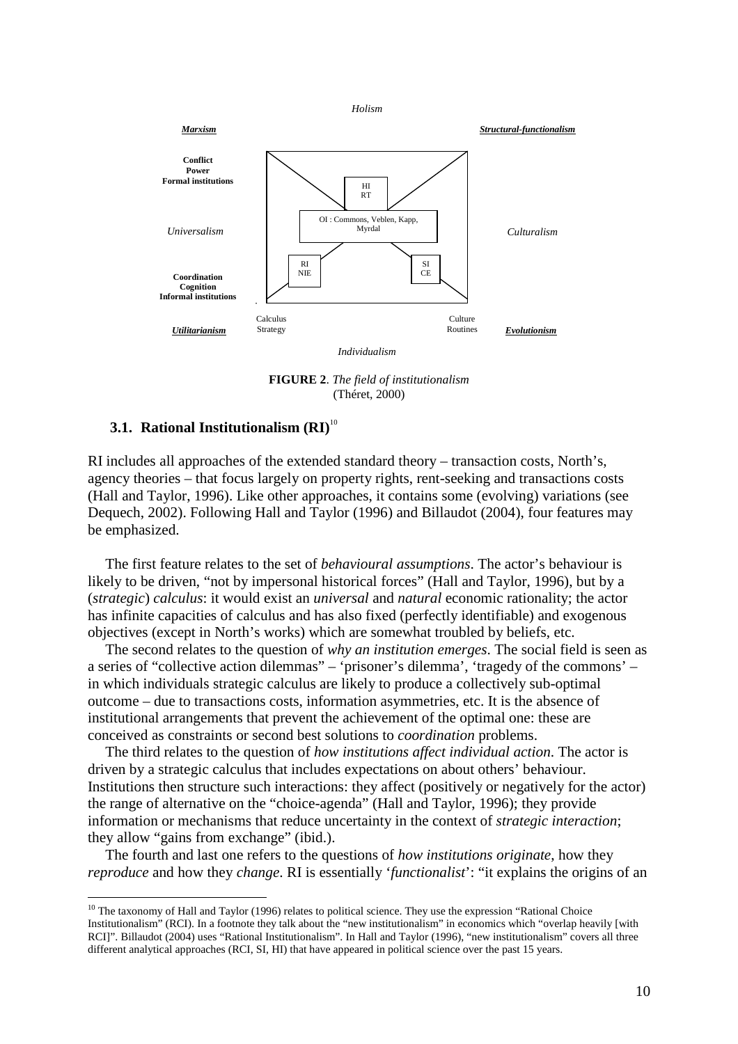Holism

***Marxism*** ***Structural-functionalism***

**Conflict**
**Power**
**Formal institutions**

HI
RT

OI : Commons, Veblen, Kapp, Myrdal

*Universalism* *Culturalism*

RI
NIE

SI
CE

**Coordination**
**Cognition**
**Informal institutions**

Calculus
Strategy

Culture
Routines

***Utilitarianism*** ***Evolutionism***

*Individualism*

**FIGURE 2**. *The field of institutionalism*
(Théret, 2000)

### 3.1. Rational Institutionalism (RI)[10]

RI includes all approaches of the extended standard theory – transaction costs, North's, agency theories – that focus largely on property rights, rent-seeking and transactions costs (Hall and Taylor, 1996). Like other approaches, it contains some (evolving) variations (see Dequech, 2002). Following Hall and Taylor (1996) and Billaudot (2004), four features may be emphasized.

The first feature relates to the set of *behavioural assumptions*. The actor's behaviour is likely to be driven, "not by impersonal historical forces" (Hall and Taylor, 1996), but by a (*strategic*) *calculus*: it would exist an *universal* and *natural* economic rationality; the actor has infinite capacities of calculus and has also fixed (perfectly identifiable) and exogenous objectives (except in North's works) which are somewhat troubled by beliefs, etc.

The second relates to the question of *why an institution emerges*. The social field is seen as a series of "collective action dilemmas" – 'prisoner's dilemma', 'tragedy of the commons' – in which individuals strategic calculus are likely to produce a collectively sub-optimal outcome – due to transactions costs, information asymmetries, etc. It is the absence of institutional arrangements that prevent the achievement of the optimal one: these are conceived as constraints or second best solutions to *coordination* problems.

The third relates to the question of *how institutions affect individual action*. The actor is driven by a strategic calculus that includes expectations on about others' behaviour. Institutions then structure such interactions: they affect (positively or negatively for the actor) the range of alternative on the "choice-agenda" (Hall and Taylor, 1996); they provide information or mechanisms that reduce uncertainty in the context of *strategic interaction*; they allow "gains from exchange" (ibid.).

The fourth and last one refers to the questions of *how institutions originate*, how they *reproduce* and how they *change*. RI is essentially '*functionalist*': "it explains the origins of an

[10] The taxonomy of Hall and Taylor (1996) relates to political science. They use the expression "Rational Choice Institutionalism" (RCI). In a footnote they talk about the "new institutionalism" in economics which "overlap heavily [with RCI]". Billaudot (2004) uses "Rational Institutionalism". In Hall and Taylor (1996), "new institutionalism" covers all three different analytical approaches (RCI, SI, HI) that have appeared in political science over the past 15 years.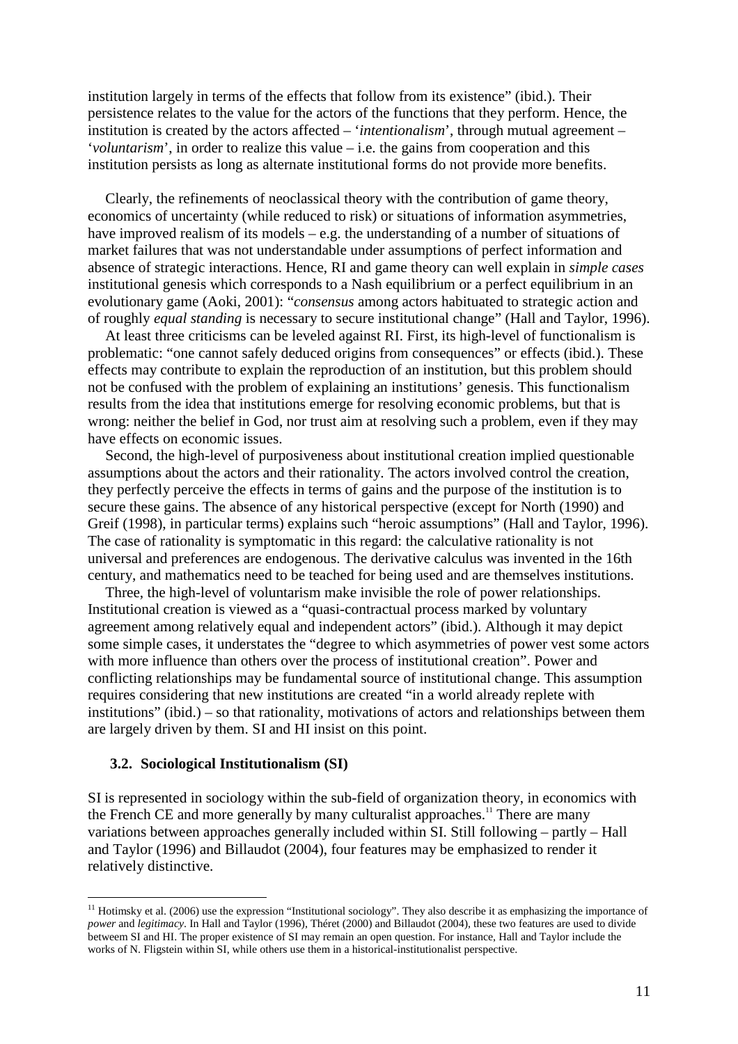institution largely in terms of the effects that follow from its existence" (ibid.). Their persistence relates to the value for the actors of the functions that they perform. Hence, the institution is created by the actors affected – '*intentionalism*', through mutual agreement – '*voluntarism*', in order to realize this value – i.e. the gains from cooperation and this institution persists as long as alternate institutional forms do not provide more benefits.

Clearly, the refinements of neoclassical theory with the contribution of game theory, economics of uncertainty (while reduced to risk) or situations of information asymmetries, have improved realism of its models – e.g. the understanding of a number of situations of market failures that was not understandable under assumptions of perfect information and absence of strategic interactions. Hence, RI and game theory can well explain in *simple cases* institutional genesis which corresponds to a Nash equilibrium or a perfect equilibrium in an evolutionary game (Aoki, 2001): "*consensus* among actors habituated to strategic action and of roughly *equal standing* is necessary to secure institutional change" (Hall and Taylor, 1996).

At least three criticisms can be leveled against RI. First, its high-level of functionalism is problematic: "one cannot safely deduced origins from consequences" or effects (ibid.). These effects may contribute to explain the reproduction of an institution, but this problem should not be confused with the problem of explaining an institutions' genesis. This functionalism results from the idea that institutions emerge for resolving economic problems, but that is wrong: neither the belief in God, nor trust aim at resolving such a problem, even if they may have effects on economic issues.

Second, the high-level of purposiveness about institutional creation implied questionable assumptions about the actors and their rationality. The actors involved control the creation, they perfectly perceive the effects in terms of gains and the purpose of the institution is to secure these gains. The absence of any historical perspective (except for North (1990) and Greif (1998), in particular terms) explains such "heroic assumptions" (Hall and Taylor, 1996). The case of rationality is symptomatic in this regard: the calculative rationality is not universal and preferences are endogenous. The derivative calculus was invented in the 16th century, and mathematics need to be teached for being used and are themselves institutions.

Three, the high-level of voluntarism make invisible the role of power relationships. Institutional creation is viewed as a "quasi-contractual process marked by voluntary agreement among relatively equal and independent actors" (ibid.). Although it may depict some simple cases, it understates the "degree to which asymmetries of power vest some actors with more influence than others over the process of institutional creation". Power and conflicting relationships may be fundamental source of institutional change. This assumption requires considering that new institutions are created "in a world already replete with institutions" (ibid.) – so that rationality, motivations of actors and relationships between them are largely driven by them. SI and HI insist on this point.

### 3.2. Sociological Institutionalism (SI)

SI is represented in sociology within the sub-field of organization theory, in economics with the French CE and more generally by many culturalist approaches.[11] There are many variations between approaches generally included within SI. Still following – partly – Hall and Taylor (1996) and Billaudot (2004), four features may be emphasized to render it relatively distinctive.

---

[11] Hotimsky et al. (2006) use the expression "Institutional sociology". They also describe it as emphasizing the importance of *power* and *legitimacy*. In Hall and Taylor (1996), Théret (2000) and Billaudot (2004), these two features are used to divide betweem SI and HI. The proper existence of SI may remain an open question. For instance, Hall and Taylor include the works of N. Fligstein within SI, while others use them in a historical-institutionalist perspective.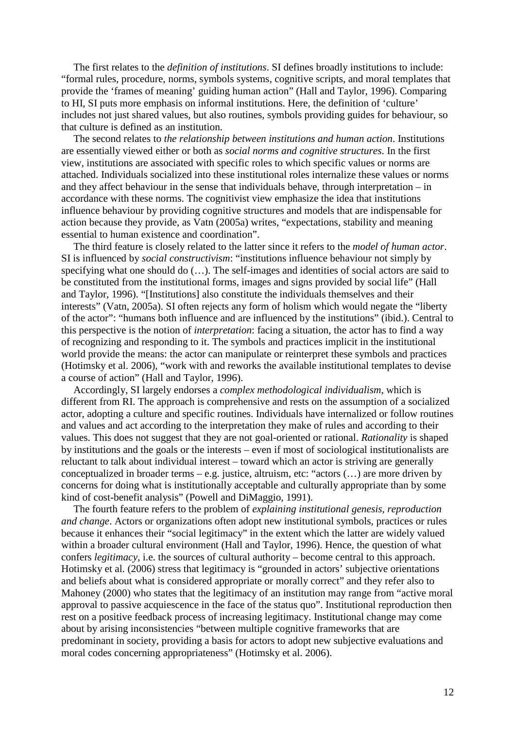The first relates to the *definition of institutions*. SI defines broadly institutions to include: "formal rules, procedure, norms, symbols systems, cognitive scripts, and moral templates that provide the 'frames of meaning' guiding human action" (Hall and Taylor, 1996). Comparing to HI, SI puts more emphasis on informal institutions. Here, the definition of 'culture' includes not just shared values, but also routines, symbols providing guides for behaviour, so that culture is defined as an institution.

The second relates to *the relationship between institutions and human action*. Institutions are essentially viewed either or both as *social norms and cognitive structures*. In the first view, institutions are associated with specific roles to which specific values or norms are attached. Individuals socialized into these institutional roles internalize these values or norms and they affect behaviour in the sense that individuals behave, through interpretation – in accordance with these norms. The cognitivist view emphasize the idea that institutions influence behaviour by providing cognitive structures and models that are indispensable for action because they provide, as Vatn (2005a) writes, "expectations, stability and meaning essential to human existence and coordination".

The third feature is closely related to the latter since it refers to the *model of human actor*. SI is influenced by *social constructivism*: "institutions influence behaviour not simply by specifying what one should do (…). The self-images and identities of social actors are said to be constituted from the institutional forms, images and signs provided by social life" (Hall and Taylor, 1996). "[Institutions] also constitute the individuals themselves and their interests" (Vatn, 2005a). SI often rejects any form of holism which would negate the "liberty of the actor": "humans both influence and are influenced by the institutions" (ibid.). Central to this perspective is the notion of *interpretation*: facing a situation, the actor has to find a way of recognizing and responding to it. The symbols and practices implicit in the institutional world provide the means: the actor can manipulate or reinterpret these symbols and practices (Hotimsky et al. 2006), "work with and reworks the available institutional templates to devise a course of action" (Hall and Taylor, 1996).

Accordingly, SI largely endorses a *complex methodological individualism*, which is different from RI. The approach is comprehensive and rests on the assumption of a socialized actor, adopting a culture and specific routines. Individuals have internalized or follow routines and values and act according to the interpretation they make of rules and according to their values. This does not suggest that they are not goal-oriented or rational. *Rationality* is shaped by institutions and the goals or the interests – even if most of sociological institutionalists are reluctant to talk about individual interest – toward which an actor is striving are generally conceptualized in broader terms – e.g. justice, altruism, etc: "actors (…) are more driven by concerns for doing what is institutionally acceptable and culturally appropriate than by some kind of cost-benefit analysis" (Powell and DiMaggio, 1991).

The fourth feature refers to the problem of *explaining institutional genesis, reproduction and change*. Actors or organizations often adopt new institutional symbols, practices or rules because it enhances their "social legitimacy" in the extent which the latter are widely valued within a broader cultural environment (Hall and Taylor, 1996). Hence, the question of what confers *legitimacy*, i.e. the sources of cultural authority – become central to this approach. Hotimsky et al. (2006) stress that legitimacy is "grounded in actors' subjective orientations and beliefs about what is considered appropriate or morally correct" and they refer also to Mahoney (2000) who states that the legitimacy of an institution may range from "active moral approval to passive acquiescence in the face of the status quo". Institutional reproduction then rest on a positive feedback process of increasing legitimacy. Institutional change may come about by arising inconsistencies "between multiple cognitive frameworks that are predominant in society, providing a basis for actors to adopt new subjective evaluations and moral codes concerning appropriateness" (Hotimsky et al. 2006).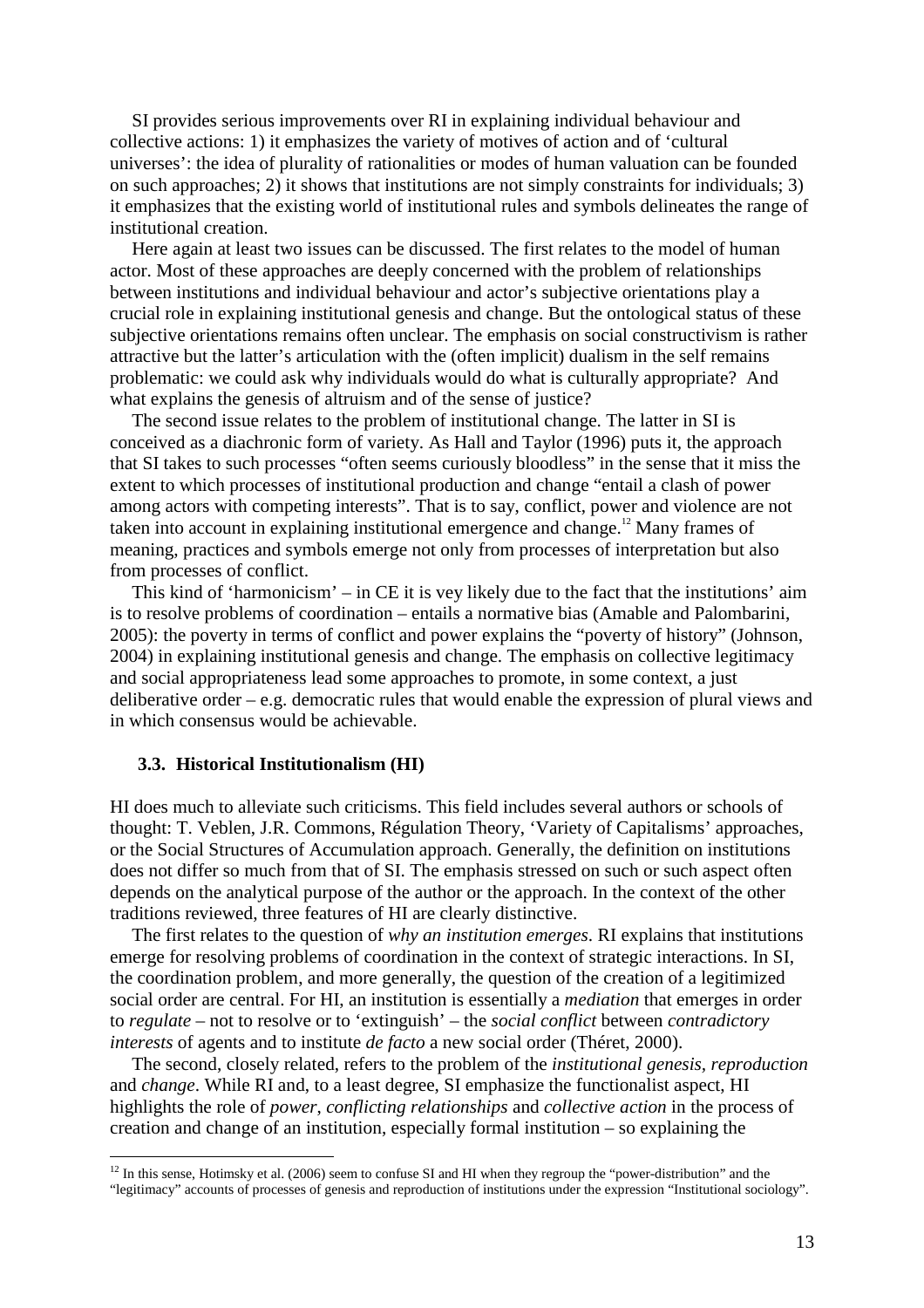SI provides serious improvements over RI in explaining individual behaviour and collective actions: 1) it emphasizes the variety of motives of action and of 'cultural universes': the idea of plurality of rationalities or modes of human valuation can be founded on such approaches; 2) it shows that institutions are not simply constraints for individuals; 3) it emphasizes that the existing world of institutional rules and symbols delineates the range of institutional creation.

Here again at least two issues can be discussed. The first relates to the model of human actor. Most of these approaches are deeply concerned with the problem of relationships between institutions and individual behaviour and actor's subjective orientations play a crucial role in explaining institutional genesis and change. But the ontological status of these subjective orientations remains often unclear. The emphasis on social constructivism is rather attractive but the latter's articulation with the (often implicit) dualism in the self remains problematic: we could ask why individuals would do what is culturally appropriate? And what explains the genesis of altruism and of the sense of justice?

The second issue relates to the problem of institutional change. The latter in SI is conceived as a diachronic form of variety. As Hall and Taylor (1996) puts it, the approach that SI takes to such processes "often seems curiously bloodless" in the sense that it miss the extent to which processes of institutional production and change "entail a clash of power among actors with competing interests". That is to say, conflict, power and violence are not taken into account in explaining institutional emergence and change.[12] Many frames of meaning, practices and symbols emerge not only from processes of interpretation but also from processes of conflict.

This kind of 'harmonicism' – in CE it is vey likely due to the fact that the institutions' aim is to resolve problems of coordination – entails a normative bias (Amable and Palombarini, 2005): the poverty in terms of conflict and power explains the "poverty of history" (Johnson, 2004) in explaining institutional genesis and change. The emphasis on collective legitimacy and social appropriateness lead some approaches to promote, in some context, a just deliberative order – e.g. democratic rules that would enable the expression of plural views and in which consensus would be achievable.

### 3.3. Historical Institutionalism (HI)

HI does much to alleviate such criticisms. This field includes several authors or schools of thought: T. Veblen, J.R. Commons, Régulation Theory, 'Variety of Capitalisms' approaches, or the Social Structures of Accumulation approach. Generally, the definition on institutions does not differ so much from that of SI. The emphasis stressed on such or such aspect often depends on the analytical purpose of the author or the approach. In the context of the other traditions reviewed, three features of HI are clearly distinctive.

The first relates to the question of *why an institution emerges*. RI explains that institutions emerge for resolving problems of coordination in the context of strategic interactions. In SI, the coordination problem, and more generally, the question of the creation of a legitimized social order are central. For HI, an institution is essentially a *mediation* that emerges in order to *regulate* – not to resolve or to 'extinguish' – the *social conflict* between *contradictory interests* of agents and to institute *de facto* a new social order (Théret, 2000).

The second, closely related, refers to the problem of the *institutional genesis*, *reproduction* and *change*. While RI and, to a least degree, SI emphasize the functionalist aspect, HI highlights the role of *power*, *conflicting relationships* and *collective action* in the process of creation and change of an institution, especially formal institution – so explaining the

[12] In this sense, Hotimsky et al. (2006) seem to confuse SI and HI when they regroup the "power-distribution" and the "legitimacy" accounts of processes of genesis and reproduction of institutions under the expression "Institutional sociology".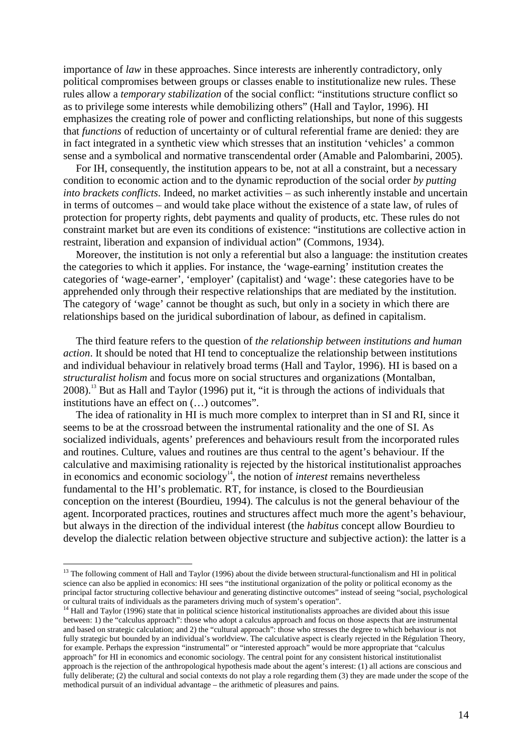importance of *law* in these approaches. Since interests are inherently contradictory, only political compromises between groups or classes enable to institutionalize new rules. These rules allow a *temporary stabilization* of the social conflict: "institutions structure conflict so as to privilege some interests while demobilizing others" (Hall and Taylor, 1996). HI emphasizes the creating role of power and conflicting relationships, but none of this suggests that *functions* of reduction of uncertainty or of cultural referential frame are denied: they are in fact integrated in a synthetic view which stresses that an institution 'vehicles' a common sense and a symbolical and normative transcendental order (Amable and Palombarini, 2005).

For IH, consequently, the institution appears to be, not at all a constraint, but a necessary condition to economic action and to the dynamic reproduction of the social order *by putting into brackets conflicts*. Indeed, no market activities – as such inherently instable and uncertain in terms of outcomes – and would take place without the existence of a state law, of rules of protection for property rights, debt payments and quality of products, etc. These rules do not constraint market but are even its conditions of existence: "institutions are collective action in restraint, liberation and expansion of individual action" (Commons, 1934).

Moreover, the institution is not only a referential but also a language: the institution creates the categories to which it applies. For instance, the 'wage-earning' institution creates the categories of 'wage-earner', 'employer' (capitalist) and 'wage': these categories have to be apprehended only through their respective relationships that are mediated by the institution. The category of 'wage' cannot be thought as such, but only in a society in which there are relationships based on the juridical subordination of labour, as defined in capitalism.

The third feature refers to the question of *the relationship between institutions and human action*. It should be noted that HI tend to conceptualize the relationship between institutions and individual behaviour in relatively broad terms (Hall and Taylor, 1996). HI is based on a *structuralist holism* and focus more on social structures and organizations (Montalban, 2008).[13] But as Hall and Taylor (1996) put it, "it is through the actions of individuals that institutions have an effect on (…) outcomes".

The idea of rationality in HI is much more complex to interpret than in SI and RI, since it seems to be at the crossroad between the instrumental rationality and the one of SI. As socialized individuals, agents' preferences and behaviours result from the incorporated rules and routines. Culture, values and routines are thus central to the agent's behaviour. If the calculative and maximising rationality is rejected by the historical institutionalist approaches in economics and economic sociology[14], the notion of *interest* remains nevertheless fundamental to the HI's problematic. RT, for instance, is closed to the Bourdieusian conception on the interest (Bourdieu, 1994). The calculus is not the general behaviour of the agent. Incorporated practices, routines and structures affect much more the agent's behaviour, but always in the direction of the individual interest (the *habitus* concept allow Bourdieu to develop the dialectic relation between objective structure and subjective action): the latter is a

---

[13] The following comment of Hall and Taylor (1996) about the divide between structural-functionalism and HI in political science can also be applied in economics: HI sees "the institutional organization of the polity or political economy as the principal factor structuring collective behaviour and generating distinctive outcomes" instead of seeing "social, psychological or cultural traits of individuals as the parameters driving much of system's operation".

[14] Hall and Taylor (1996) state that in political science historical institutionalists approaches are divided about this issue between: 1) the "calculus approach": those who adopt a calculus approach and focus on those aspects that are instrumental and based on strategic calculation; and 2) the "cultural approach": those who stresses the degree to which behaviour is not fully strategic but bounded by an individual's worldview. The calculative aspect is clearly rejected in the Régulation Theory, for example. Perhaps the expression "instrumental" or "interested approach" would be more appropriate that "calculus approach" for HI in economics and economic sociology. The central point for any consistent historical institutionalist approach is the rejection of the anthropological hypothesis made about the agent's interest: (1) all actions are conscious and fully deliberate; (2) the cultural and social contexts do not play a role regarding them (3) they are made under the scope of the methodical pursuit of an individual advantage – the arithmetic of pleasures and pains.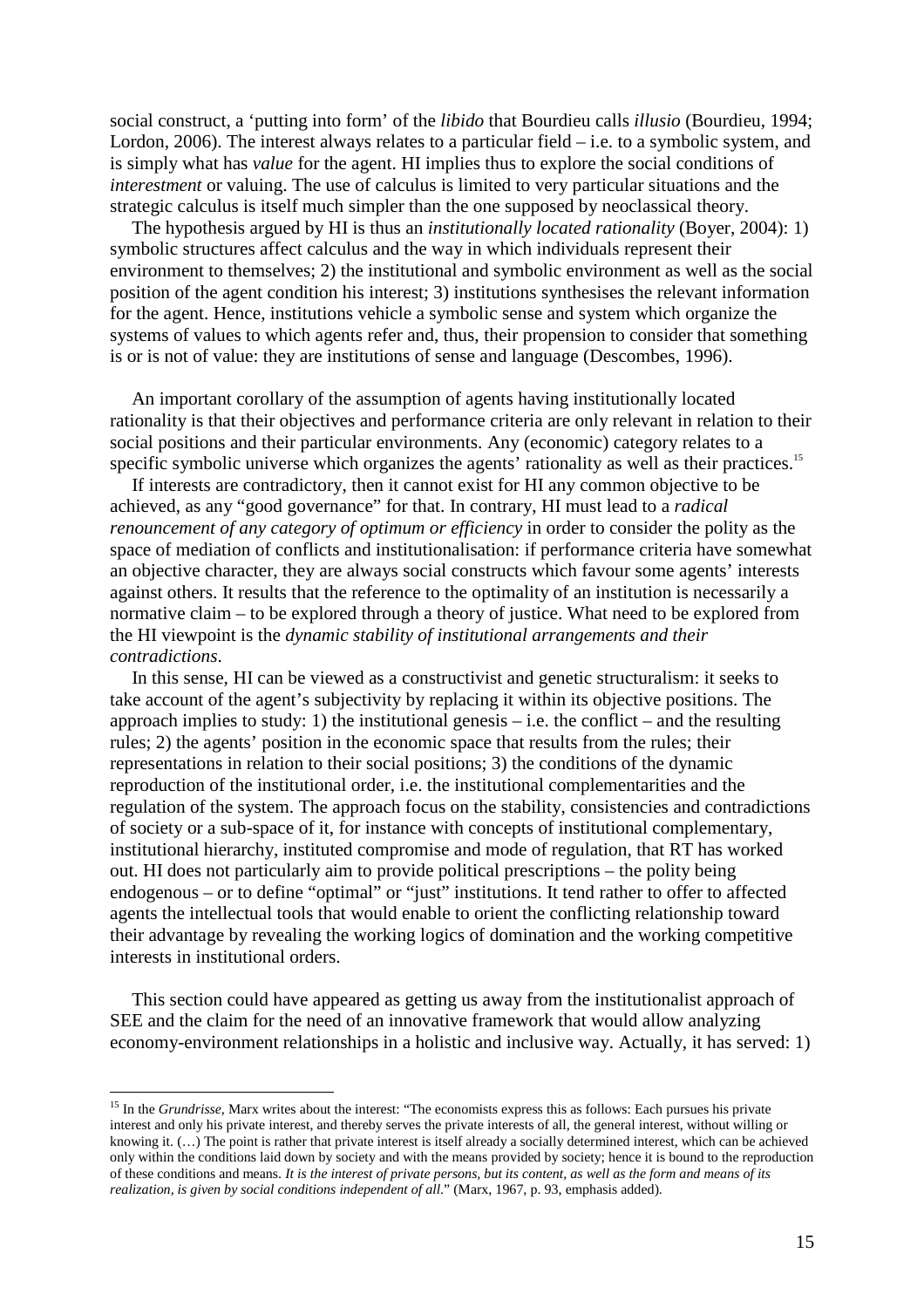social construct, a 'putting into form' of the *libido* that Bourdieu calls *illusio* (Bourdieu, 1994; Lordon, 2006). The interest always relates to a particular field – i.e. to a symbolic system, and is simply what has *value* for the agent. HI implies thus to explore the social conditions of *interestment* or valuing. The use of calculus is limited to very particular situations and the strategic calculus is itself much simpler than the one supposed by neoclassical theory.

The hypothesis argued by HI is thus an *institutionally located rationality* (Boyer, 2004): 1) symbolic structures affect calculus and the way in which individuals represent their environment to themselves; 2) the institutional and symbolic environment as well as the social position of the agent condition his interest; 3) institutions synthesises the relevant information for the agent. Hence, institutions vehicle a symbolic sense and system which organize the systems of values to which agents refer and, thus, their propension to consider that something is or is not of value: they are institutions of sense and language (Descombes, 1996).

An important corollary of the assumption of agents having institutionally located rationality is that their objectives and performance criteria are only relevant in relation to their social positions and their particular environments. Any (economic) category relates to a specific symbolic universe which organizes the agents' rationality as well as their practices.[15]

If interests are contradictory, then it cannot exist for HI any common objective to be achieved, as any "good governance" for that. In contrary, HI must lead to a *radical renouncement of any category of optimum or efficiency* in order to consider the polity as the space of mediation of conflicts and institutionalisation: if performance criteria have somewhat an objective character, they are always social constructs which favour some agents' interests against others. It results that the reference to the optimality of an institution is necessarily a normative claim – to be explored through a theory of justice. What need to be explored from the HI viewpoint is the *dynamic stability of institutional arrangements and their contradictions*.

In this sense, HI can be viewed as a constructivist and genetic structuralism: it seeks to take account of the agent's subjectivity by replacing it within its objective positions. The approach implies to study: 1) the institutional genesis – i.e. the conflict – and the resulting rules; 2) the agents' position in the economic space that results from the rules; their representations in relation to their social positions; 3) the conditions of the dynamic reproduction of the institutional order, i.e. the institutional complementarities and the regulation of the system. The approach focus on the stability, consistencies and contradictions of society or a sub-space of it, for instance with concepts of institutional complementary, institutional hierarchy, instituted compromise and mode of regulation, that RT has worked out. HI does not particularly aim to provide political prescriptions – the polity being endogenous – or to define "optimal" or "just" institutions. It tend rather to offer to affected agents the intellectual tools that would enable to orient the conflicting relationship toward their advantage by revealing the working logics of domination and the working competitive interests in institutional orders.

This section could have appeared as getting us away from the institutionalist approach of SEE and the claim for the need of an innovative framework that would allow analyzing economy-environment relationships in a holistic and inclusive way. Actually, it has served: 1)

---

[15] In the *Grundrisse*, Marx writes about the interest: "The economists express this as follows: Each pursues his private interest and only his private interest, and thereby serves the private interests of all, the general interest, without willing or knowing it. (…) The point is rather that private interest is itself already a socially determined interest, which can be achieved only within the conditions laid down by society and with the means provided by society; hence it is bound to the reproduction of these conditions and means. *It is the interest of private persons, but its content, as well as the form and means of its realization, is given by social conditions independent of all.*" (Marx, 1967, p. 93, emphasis added).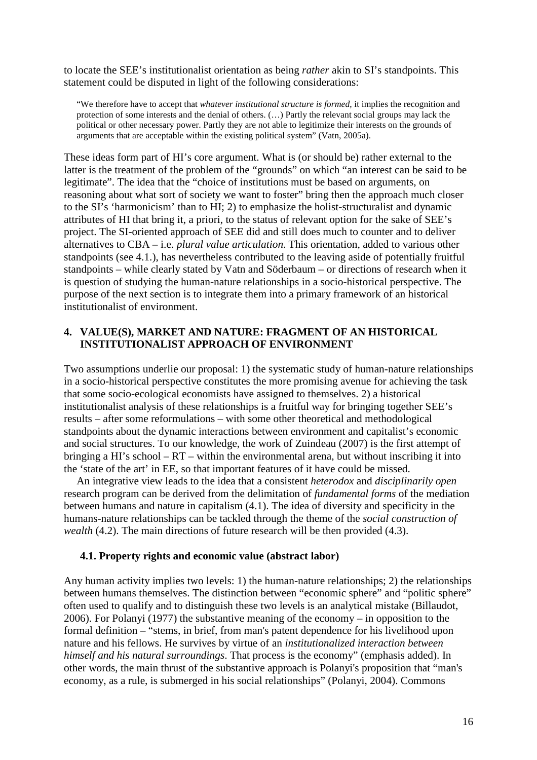to locate the SEE's institutionalist orientation as being *rather* akin to SI's standpoints. This statement could be disputed in light of the following considerations:

> "We therefore have to accept that *whatever institutional structure is formed*, it implies the recognition and protection of some interests and the denial of others. (…) Partly the relevant social groups may lack the political or other necessary power. Partly they are not able to legitimize their interests on the grounds of arguments that are acceptable within the existing political system" (Vatn, 2005a).

These ideas form part of HI's core argument. What is (or should be) rather external to the latter is the treatment of the problem of the "grounds" on which "an interest can be said to be legitimate". The idea that the "choice of institutions must be based on arguments, on reasoning about what sort of society we want to foster" bring then the approach much closer to the SI's 'harmonicism' than to HI; 2) to emphasize the holist-structuralist and dynamic attributes of HI that bring it, a priori, to the status of relevant option for the sake of SEE's project. The SI-oriented approach of SEE did and still does much to counter and to deliver alternatives to CBA – i.e. *plural value articulation*. This orientation, added to various other standpoints (see 4.1.), has nevertheless contributed to the leaving aside of potentially fruitful standpoints – while clearly stated by Vatn and Söderbaum – or directions of research when it is question of studying the human-nature relationships in a socio-historical perspective. The purpose of the next section is to integrate them into a primary framework of an historical institutionalist of environment.

## 4. VALUE(S), MARKET AND NATURE: FRAGMENT OF AN HISTORICAL INSTITUTIONALIST APPROACH OF ENVIRONMENT

Two assumptions underlie our proposal: 1) the systematic study of human-nature relationships in a socio-historical perspective constitutes the more promising avenue for achieving the task that some socio-ecological economists have assigned to themselves. 2) a historical institutionalist analysis of these relationships is a fruitful way for bringing together SEE's results – after some reformulations – with some other theoretical and methodological standpoints about the dynamic interactions between environment and capitalist's economic and social structures. To our knowledge, the work of Zuindeau (2007) is the first attempt of bringing a HI's school – RT – within the environmental arena, but without inscribing it into the 'state of the art' in EE, so that important features of it have could be missed.

An integrative view leads to the idea that a consistent *heterodox* and *disciplinarily open* research program can be derived from the delimitation of *fundamental forms* of the mediation between humans and nature in capitalism (4.1). The idea of diversity and specificity in the humans-nature relationships can be tackled through the theme of the *social construction of wealth* (4.2). The main directions of future research will be then provided (4.3).

### 4.1. Property rights and economic value (abstract labor)

Any human activity implies two levels: 1) the human-nature relationships; 2) the relationships between humans themselves. The distinction between "economic sphere" and "politic sphere" often used to qualify and to distinguish these two levels is an analytical mistake (Billaudot, 2006). For Polanyi (1977) the substantive meaning of the economy – in opposition to the formal definition – "stems, in brief, from man's patent dependence for his livelihood upon nature and his fellows. He survives by virtue of an *institutionalized interaction between himself and his natural surroundings*. That process is the economy" (emphasis added). In other words, the main thrust of the substantive approach is Polanyi's proposition that "man's economy, as a rule, is submerged in his social relationships" (Polanyi, 2004). Commons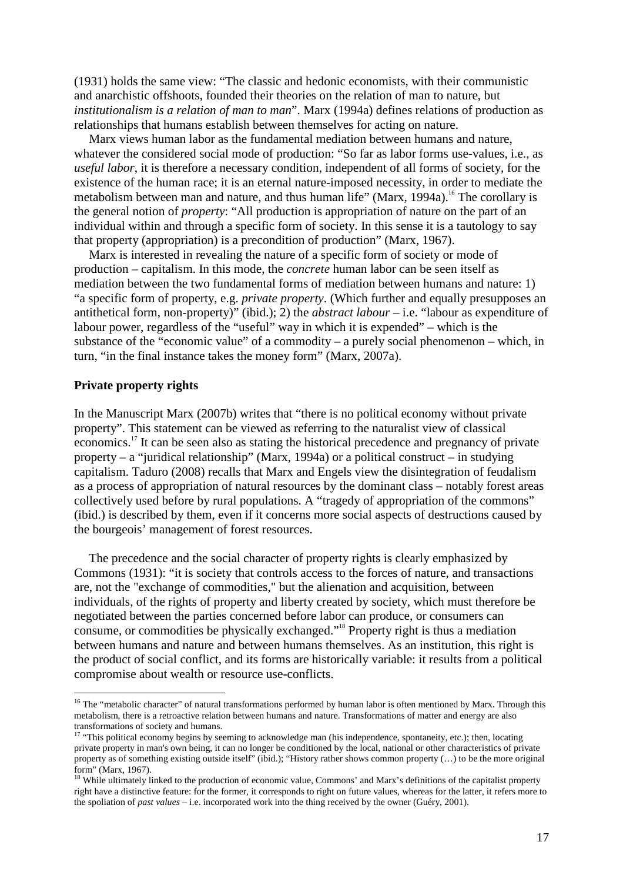(1931) holds the same view: "The classic and hedonic economists, with their communistic and anarchistic offshoots, founded their theories on the relation of man to nature, but *institutionalism is a relation of man to man*". Marx (1994a) defines relations of production as relationships that humans establish between themselves for acting on nature.

Marx views human labor as the fundamental mediation between humans and nature, whatever the considered social mode of production: "So far as labor forms use-values, i.e., as *useful labor*, it is therefore a necessary condition, independent of all forms of society, for the existence of the human race; it is an eternal nature-imposed necessity, in order to mediate the metabolism between man and nature, and thus human life" (Marx, 1994a).[16] The corollary is the general notion of *property*: "All production is appropriation of nature on the part of an individual within and through a specific form of society. In this sense it is a tautology to say that property (appropriation) is a precondition of production" (Marx, 1967).

Marx is interested in revealing the nature of a specific form of society or mode of production – capitalism. In this mode, the *concrete* human labor can be seen itself as mediation between the two fundamental forms of mediation between humans and nature: 1) "a specific form of property, e.g. *private property*. (Which further and equally presupposes an antithetical form, non-property)" (ibid.); 2) the *abstract labour* – i.e. "labour as expenditure of labour power, regardless of the "useful" way in which it is expended" – which is the substance of the "economic value" of a commodity – a purely social phenomenon – which, in turn, "in the final instance takes the money form" (Marx, 2007a).

## Private property rights

In the Manuscript Marx (2007b) writes that "there is no political economy without private property". This statement can be viewed as referring to the naturalist view of classical economics.[17] It can be seen also as stating the historical precedence and pregnancy of private property – a "juridical relationship" (Marx, 1994a) or a political construct – in studying capitalism. Taduro (2008) recalls that Marx and Engels view the disintegration of feudalism as a process of appropriation of natural resources by the dominant class – notably forest areas collectively used before by rural populations. A "tragedy of appropriation of the commons" (ibid.) is described by them, even if it concerns more social aspects of destructions caused by the bourgeois' management of forest resources.

The precedence and the social character of property rights is clearly emphasized by Commons (1931): "it is society that controls access to the forces of nature, and transactions are, not the "exchange of commodities," but the alienation and acquisition, between individuals, of the rights of property and liberty created by society, which must therefore be negotiated between the parties concerned before labor can produce, or consumers can consume, or commodities be physically exchanged."[18] Property right is thus a mediation between humans and nature and between humans themselves. As an institution, this right is the product of social conflict, and its forms are historically variable: it results from a political compromise about wealth or resource use-conflicts.

---

[16] The "metabolic character" of natural transformations performed by human labor is often mentioned by Marx. Through this metabolism, there is a retroactive relation between humans and nature. Transformations of matter and energy are also transformations of society and humans.

[17] "This political economy begins by seeming to acknowledge man (his independence, spontaneity, etc.); then, locating private property in man's own being, it can no longer be conditioned by the local, national or other characteristics of private property as of something existing outside itself" (ibid.); "History rather shows common property (…) to be the more original form" (Marx, 1967).

[18] While ultimately linked to the production of economic value, Commons' and Marx's definitions of the capitalist property right have a distinctive feature: for the former, it corresponds to right on future values, whereas for the latter, it refers more to the spoliation of *past values* – i.e. incorporated work into the thing received by the owner (Guéry, 2001).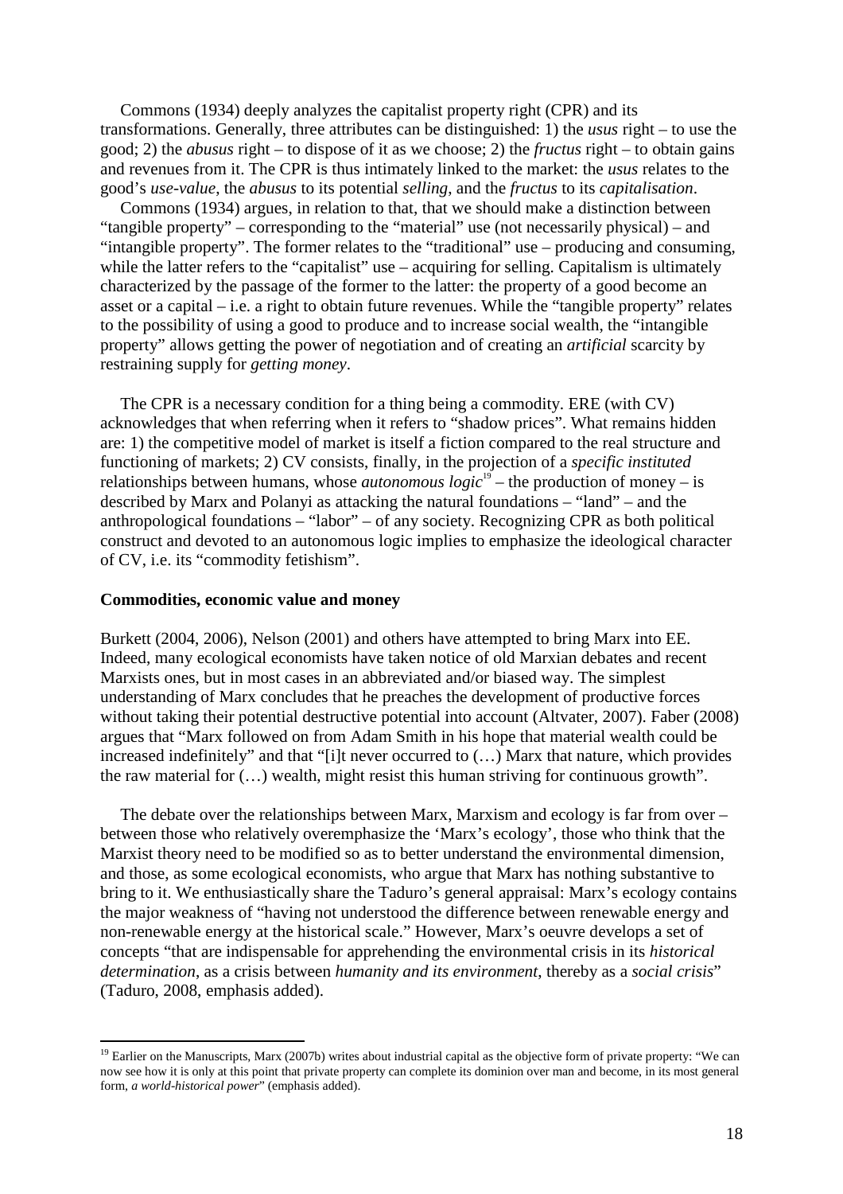Commons (1934) deeply analyzes the capitalist property right (CPR) and its transformations. Generally, three attributes can be distinguished: 1) the *usus* right – to use the good; 2) the *abusus* right – to dispose of it as we choose; 2) the *fructus* right – to obtain gains and revenues from it. The CPR is thus intimately linked to the market: the *usus* relates to the good's *use-value*, the *abusus* to its potential *selling*, and the *fructus* to its *capitalisation*.

Commons (1934) argues, in relation to that, that we should make a distinction between "tangible property" – corresponding to the "material" use (not necessarily physical) – and "intangible property". The former relates to the "traditional" use – producing and consuming, while the latter refers to the "capitalist" use – acquiring for selling. Capitalism is ultimately characterized by the passage of the former to the latter: the property of a good become an asset or a capital – i.e. a right to obtain future revenues. While the "tangible property" relates to the possibility of using a good to produce and to increase social wealth, the "intangible property" allows getting the power of negotiation and of creating an *artificial* scarcity by restraining supply for *getting money*.

The CPR is a necessary condition for a thing being a commodity. ERE (with CV) acknowledges that when referring when it refers to "shadow prices". What remains hidden are: 1) the competitive model of market is itself a fiction compared to the real structure and functioning of markets; 2) CV consists, finally, in the projection of a *specific instituted* relationships between humans, whose *autonomous logic*[19] – the production of money – is described by Marx and Polanyi as attacking the natural foundations – "land" – and the anthropological foundations – "labor" – of any society. Recognizing CPR as both political construct and devoted to an autonomous logic implies to emphasize the ideological character of CV, i.e. its "commodity fetishism".

**Commodities, economic value and money**

Burkett (2004, 2006), Nelson (2001) and others have attempted to bring Marx into EE. Indeed, many ecological economists have taken notice of old Marxian debates and recent Marxists ones, but in most cases in an abbreviated and/or biased way. The simplest understanding of Marx concludes that he preaches the development of productive forces without taking their potential destructive potential into account (Altvater, 2007). Faber (2008) argues that "Marx followed on from Adam Smith in his hope that material wealth could be increased indefinitely" and that "[i]t never occurred to (…) Marx that nature, which provides the raw material for (…) wealth, might resist this human striving for continuous growth".

The debate over the relationships between Marx, Marxism and ecology is far from over – between those who relatively overemphasize the 'Marx's ecology', those who think that the Marxist theory need to be modified so as to better understand the environmental dimension, and those, as some ecological economists, who argue that Marx has nothing substantive to bring to it. We enthusiastically share the Taduro's general appraisal: Marx's ecology contains the major weakness of "having not understood the difference between renewable energy and non-renewable energy at the historical scale." However, Marx's oeuvre develops a set of concepts "that are indispensable for apprehending the environmental crisis in its *historical determination*, as a crisis between *humanity and its environment*, thereby as a *social crisis*" (Taduro, 2008, emphasis added).

[19] Earlier on the Manuscripts, Marx (2007b) writes about industrial capital as the objective form of private property: "We can now see how it is only at this point that private property can complete its dominion over man and become, in its most general form, *a world-historical power*" (emphasis added).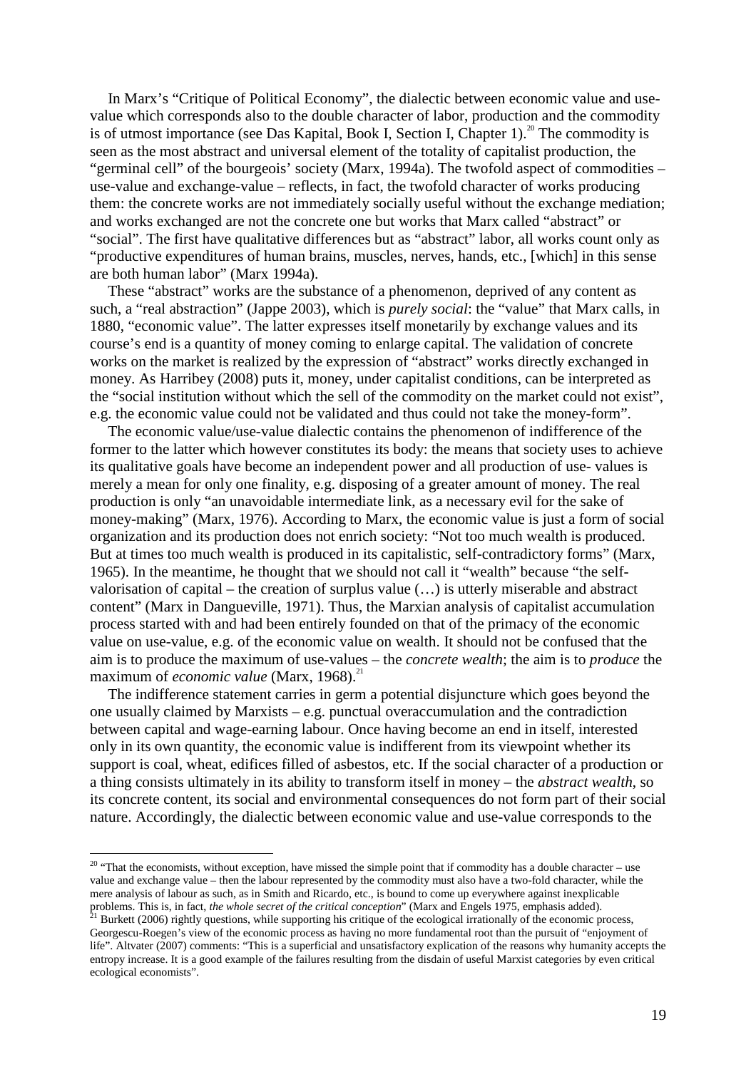In Marx's "Critique of Political Economy", the dialectic between economic value and use-value which corresponds also to the double character of labor, production and the commodity is of utmost importance (see Das Kapital, Book I, Section I, Chapter 1).[20] The commodity is seen as the most abstract and universal element of the totality of capitalist production, the "germinal cell" of the bourgeois' society (Marx, 1994a). The twofold aspect of commodities – use-value and exchange-value – reflects, in fact, the twofold character of works producing them: the concrete works are not immediately socially useful without the exchange mediation; and works exchanged are not the concrete one but works that Marx called "abstract" or "social". The first have qualitative differences but as "abstract" labor, all works count only as "productive expenditures of human brains, muscles, nerves, hands, etc., [which] in this sense are both human labor" (Marx 1994a).

These "abstract" works are the substance of a phenomenon, deprived of any content as such, a "real abstraction" (Jappe 2003), which is *purely social*: the "value" that Marx calls, in 1880, "economic value". The latter expresses itself monetarily by exchange values and its course's end is a quantity of money coming to enlarge capital. The validation of concrete works on the market is realized by the expression of "abstract" works directly exchanged in money. As Harribey (2008) puts it, money, under capitalist conditions, can be interpreted as the "social institution without which the sell of the commodity on the market could not exist", e.g. the economic value could not be validated and thus could not take the money-form".

The economic value/use-value dialectic contains the phenomenon of indifference of the former to the latter which however constitutes its body: the means that society uses to achieve its qualitative goals have become an independent power and all production of use- values is merely a mean for only one finality, e.g. disposing of a greater amount of money. The real production is only "an unavoidable intermediate link, as a necessary evil for the sake of money-making" (Marx, 1976). According to Marx, the economic value is just a form of social organization and its production does not enrich society: "Not too much wealth is produced. But at times too much wealth is produced in its capitalistic, self-contradictory forms" (Marx, 1965). In the meantime, he thought that we should not call it "wealth" because "the self-valorisation of capital – the creation of surplus value (…) is utterly miserable and abstract content" (Marx in Dangueville, 1971). Thus, the Marxian analysis of capitalist accumulation process started with and had been entirely founded on that of the primacy of the economic value on use-value, e.g. of the economic value on wealth. It should not be confused that the aim is to produce the maximum of use-values – the *concrete wealth*; the aim is to *produce* the maximum of *economic value* (Marx, 1968).[21]

The indifference statement carries in germ a potential disjuncture which goes beyond the one usually claimed by Marxists – e.g. punctual overaccumulation and the contradiction between capital and wage-earning labour. Once having become an end in itself, interested only in its own quantity, the economic value is indifferent from its viewpoint whether its support is coal, wheat, edifices filled of asbestos, etc. If the social character of a production or a thing consists ultimately in its ability to transform itself in money – the *abstract wealth*, so its concrete content, its social and environmental consequences do not form part of their social nature. Accordingly, the dialectic between economic value and use-value corresponds to the

---

[20] "That the economists, without exception, have missed the simple point that if commodity has a double character – use value and exchange value – then the labour represented by the commodity must also have a two-fold character, while the mere analysis of labour as such, as in Smith and Ricardo, etc., is bound to come up everywhere against inexplicable problems. This is, in fact, *the whole secret of the critical conception*" (Marx and Engels 1975, emphasis added).

[21] Burkett (2006) rightly questions, while supporting his critique of the ecological irrationally of the economic process, Georgescu-Roegen's view of the economic process as having no more fundamental root than the pursuit of "enjoyment of life". Altvater (2007) comments: "This is a superficial and unsatisfactory explication of the reasons why humanity accepts the entropy increase. It is a good example of the failures resulting from the disdain of useful Marxist categories by even critical ecological economists".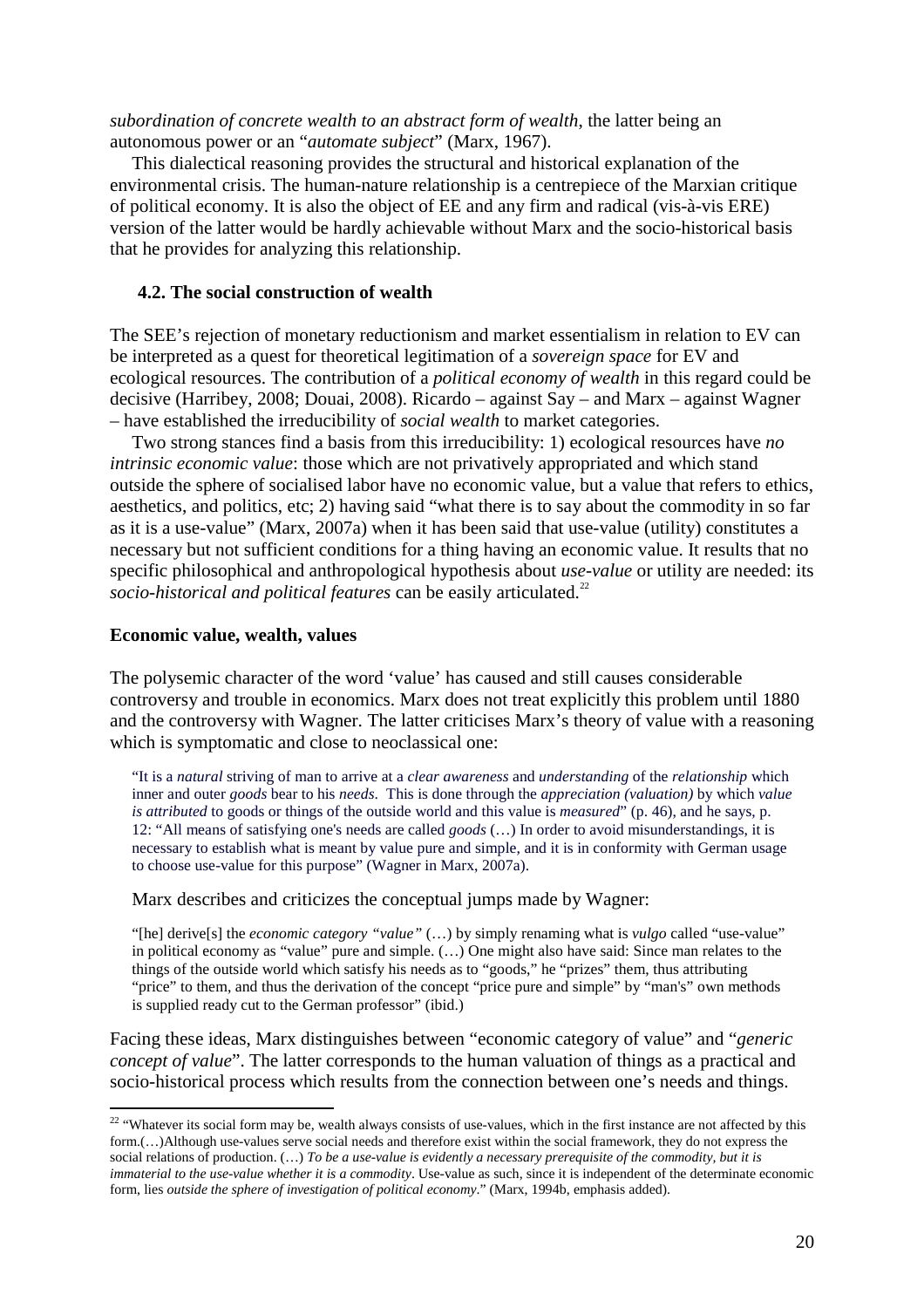*subordination of concrete wealth to an abstract form of wealth*, the latter being an autonomous power or an "*automate subject*" (Marx, 1967).

This dialectical reasoning provides the structural and historical explanation of the environmental crisis. The human-nature relationship is a centrepiece of the Marxian critique of political economy. It is also the object of EE and any firm and radical (vis-à-vis ERE) version of the latter would be hardly achievable without Marx and the socio-historical basis that he provides for analyzing this relationship.

### 4.2. The social construction of wealth

The SEE's rejection of monetary reductionism and market essentialism in relation to EV can be interpreted as a quest for theoretical legitimation of a *sovereign space* for EV and ecological resources. The contribution of a *political economy of wealth* in this regard could be decisive (Harribey, 2008; Douai, 2008). Ricardo – against Say – and Marx – against Wagner – have established the irreducibility of *social wealth* to market categories.

Two strong stances find a basis from this irreducibility: 1) ecological resources have *no intrinsic economic value*: those which are not privatively appropriated and which stand outside the sphere of socialised labor have no economic value, but a value that refers to ethics, aesthetics, and politics, etc; 2) having said "what there is to say about the commodity in so far as it is a use-value" (Marx, 2007a) when it has been said that use-value (utility) constitutes a necessary but not sufficient conditions for a thing having an economic value. It results that no specific philosophical and anthropological hypothesis about *use-value* or utility are needed: its *socio-historical and political features* can be easily articulated.[22]

#### Economic value, wealth, values

The polysemic character of the word 'value' has caused and still causes considerable controversy and trouble in economics. Marx does not treat explicitly this problem until 1880 and the controversy with Wagner. The latter criticises Marx's theory of value with a reasoning which is symptomatic and close to neoclassical one:

> "It is a *natural* striving of man to arrive at a *clear awareness* and *understanding* of the *relationship* which inner and outer *goods* bear to his *needs*. This is done through the *appreciation (valuation)* by which *value is attributed* to goods or things of the outside world and this value is *measured*" (p. 46), and he says, p. 12: "All means of satisfying one's needs are called *goods* (…) In order to avoid misunderstandings, it is necessary to establish what is meant by value pure and simple, and it is in conformity with German usage to choose use-value for this purpose" (Wagner in Marx, 2007a).

Marx describes and criticizes the conceptual jumps made by Wagner:

> "[he] derive[s] the *economic category "value"* (…) by simply renaming what is *vulgo* called "use-value" in political economy as "value" pure and simple. (…) One might also have said: Since man relates to the things of the outside world which satisfy his needs as to "goods," he "prizes" them, thus attributing "price" to them, and thus the derivation of the concept "price pure and simple" by "man's" own methods is supplied ready cut to the German professor" (ibid.)

Facing these ideas, Marx distinguishes between "economic category of value" and "*generic concept of value*". The latter corresponds to the human valuation of things as a practical and socio-historical process which results from the connection between one's needs and things.

[22] "Whatever its social form may be, wealth always consists of use-values, which in the first instance are not affected by this form.(…)Although use-values serve social needs and therefore exist within the social framework, they do not express the social relations of production. (…) *To be a use-value is evidently a necessary prerequisite of the commodity, but it is immaterial to the use-value whether it is a commodity*. Use-value as such, since it is independent of the determinate economic form, lies *outside the sphere of investigation of political economy*." (Marx, 1994b, emphasis added).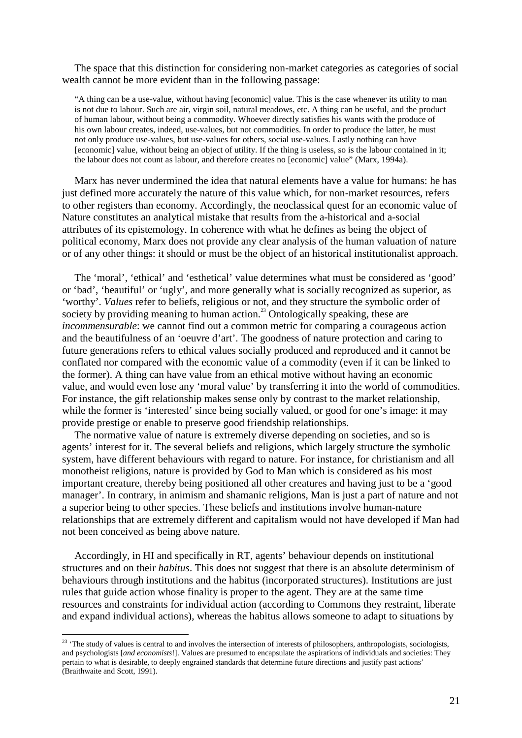The space that this distinction for considering non-market categories as categories of social wealth cannot be more evident than in the following passage:

> "A thing can be a use-value, without having [economic] value. This is the case whenever its utility to man is not due to labour. Such are air, virgin soil, natural meadows, etc. A thing can be useful, and the product of human labour, without being a commodity. Whoever directly satisfies his wants with the produce of his own labour creates, indeed, use-values, but not commodities. In order to produce the latter, he must not only produce use-values, but use-values for others, social use-values. Lastly nothing can have [economic] value, without being an object of utility. If the thing is useless, so is the labour contained in it; the labour does not count as labour, and therefore creates no [economic] value" (Marx, 1994a).

Marx has never undermined the idea that natural elements have a value for humans: he has just defined more accurately the nature of this value which, for non-market resources, refers to other registers than economy. Accordingly, the neoclassical quest for an economic value of Nature constitutes an analytical mistake that results from the a-historical and a-social attributes of its epistemology. In coherence with what he defines as being the object of political economy, Marx does not provide any clear analysis of the human valuation of nature or of any other things: it should or must be the object of an historical institutionalist approach.

The 'moral', 'ethical' and 'esthetical' value determines what must be considered as 'good' or 'bad', 'beautiful' or 'ugly', and more generally what is socially recognized as superior, as 'worthy'. *Values* refer to beliefs, religious or not, and they structure the symbolic order of society by providing meaning to human action.[23] Ontologically speaking, these are *incommensurable*: we cannot find out a common metric for comparing a courageous action and the beautifulness of an 'oeuvre d'art'. The goodness of nature protection and caring to future generations refers to ethical values socially produced and reproduced and it cannot be conflated nor compared with the economic value of a commodity (even if it can be linked to the former). A thing can have value from an ethical motive without having an economic value, and would even lose any 'moral value' by transferring it into the world of commodities. For instance, the gift relationship makes sense only by contrast to the market relationship, while the former is 'interested' since being socially valued, or good for one's image: it may provide prestige or enable to preserve good friendship relationships.

The normative value of nature is extremely diverse depending on societies, and so is agents' interest for it. The several beliefs and religions, which largely structure the symbolic system, have different behaviours with regard to nature. For instance, for christianism and all monotheist religions, nature is provided by God to Man which is considered as his most important creature, thereby being positioned all other creatures and having just to be a 'good manager'. In contrary, in animism and shamanic religions, Man is just a part of nature and not a superior being to other species. These beliefs and institutions involve human-nature relationships that are extremely different and capitalism would not have developed if Man had not been conceived as being above nature.

Accordingly, in HI and specifically in RT, agents' behaviour depends on institutional structures and on their *habitus*. This does not suggest that there is an absolute determinism of behaviours through institutions and the habitus (incorporated structures). Institutions are just rules that guide action whose finality is proper to the agent. They are at the same time resources and constraints for individual action (according to Commons they restraint, liberate and expand individual actions), whereas the habitus allows someone to adapt to situations by

---

[23] 'The study of values is central to and involves the intersection of interests of philosophers, anthropologists, sociologists, and psychologists [*and economists*!]. Values are presumed to encapsulate the aspirations of individuals and societies: They pertain to what is desirable, to deeply engrained standards that determine future directions and justify past actions' (Braithwaite and Scott, 1991).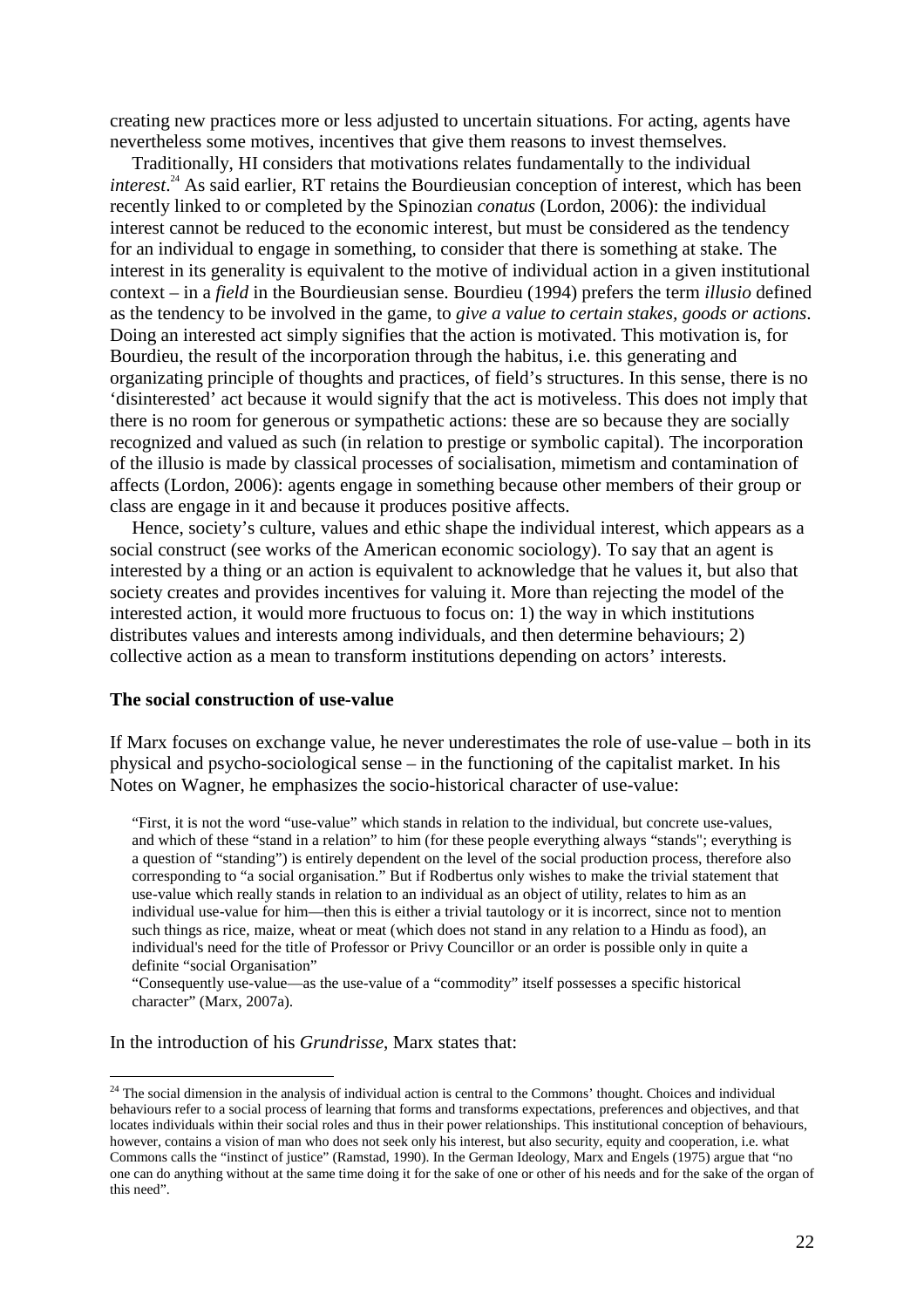creating new practices more or less adjusted to uncertain situations. For acting, agents have nevertheless some motives, incentives that give them reasons to invest themselves.

Traditionally, HI considers that motivations relates fundamentally to the individual *interest*.[24] As said earlier, RT retains the Bourdieusian conception of interest, which has been recently linked to or completed by the Spinozian *conatus* (Lordon, 2006): the individual interest cannot be reduced to the economic interest, but must be considered as the tendency for an individual to engage in something, to consider that there is something at stake. The interest in its generality is equivalent to the motive of individual action in a given institutional context – in a *field* in the Bourdieusian sense. Bourdieu (1994) prefers the term *illusio* defined as the tendency to be involved in the game, to *give a value to certain stakes, goods or actions*. Doing an interested act simply signifies that the action is motivated. This motivation is, for Bourdieu, the result of the incorporation through the habitus, i.e. this generating and organizating principle of thoughts and practices, of field's structures. In this sense, there is no 'disinterested' act because it would signify that the act is motiveless. This does not imply that there is no room for generous or sympathetic actions: these are so because they are socially recognized and valued as such (in relation to prestige or symbolic capital). The incorporation of the illusio is made by classical processes of socialisation, mimetism and contamination of affects (Lordon, 2006): agents engage in something because other members of their group or class are engage in it and because it produces positive affects.

Hence, society's culture, values and ethic shape the individual interest, which appears as a social construct (see works of the American economic sociology). To say that an agent is interested by a thing or an action is equivalent to acknowledge that he values it, but also that society creates and provides incentives for valuing it. More than rejecting the model of the interested action, it would more fructuous to focus on: 1) the way in which institutions distributes values and interests among individuals, and then determine behaviours; 2) collective action as a mean to transform institutions depending on actors' interests.

**The social construction of use-value**

If Marx focuses on exchange value, he never underestimates the role of use-value – both in its physical and psycho-sociological sense – in the functioning of the capitalist market. In his Notes on Wagner, he emphasizes the socio-historical character of use-value:

> "First, it is not the word "use-value" which stands in relation to the individual, but concrete use-values, and which of these "stand in a relation" to him (for these people everything always "stands"; everything is a question of "standing") is entirely dependent on the level of the social production process, therefore also corresponding to "a social organisation." But if Rodbertus only wishes to make the trivial statement that use-value which really stands in relation to an individual as an object of utility, relates to him as an individual use-value for him—then this is either a trivial tautology or it is incorrect, since not to mention such things as rice, maize, wheat or meat (which does not stand in any relation to a Hindu as food), an individual's need for the title of Professor or Privy Councillor or an order is possible only in quite a definite "social Organisation"
>
> "Consequently use-value—as the use-value of a "commodity" itself possesses a specific historical character" (Marx, 2007a).

In the introduction of his *Grundrisse*, Marx states that:

[24] The social dimension in the analysis of individual action is central to the Commons' thought. Choices and individual behaviours refer to a social process of learning that forms and transforms expectations, preferences and objectives, and that locates individuals within their social roles and thus in their power relationships. This institutional conception of behaviours, however, contains a vision of man who does not seek only his interest, but also security, equity and cooperation, i.e. what Commons calls the "instinct of justice" (Ramstad, 1990). In the German Ideology, Marx and Engels (1975) argue that "no one can do anything without at the same time doing it for the sake of one or other of his needs and for the sake of the organ of this need".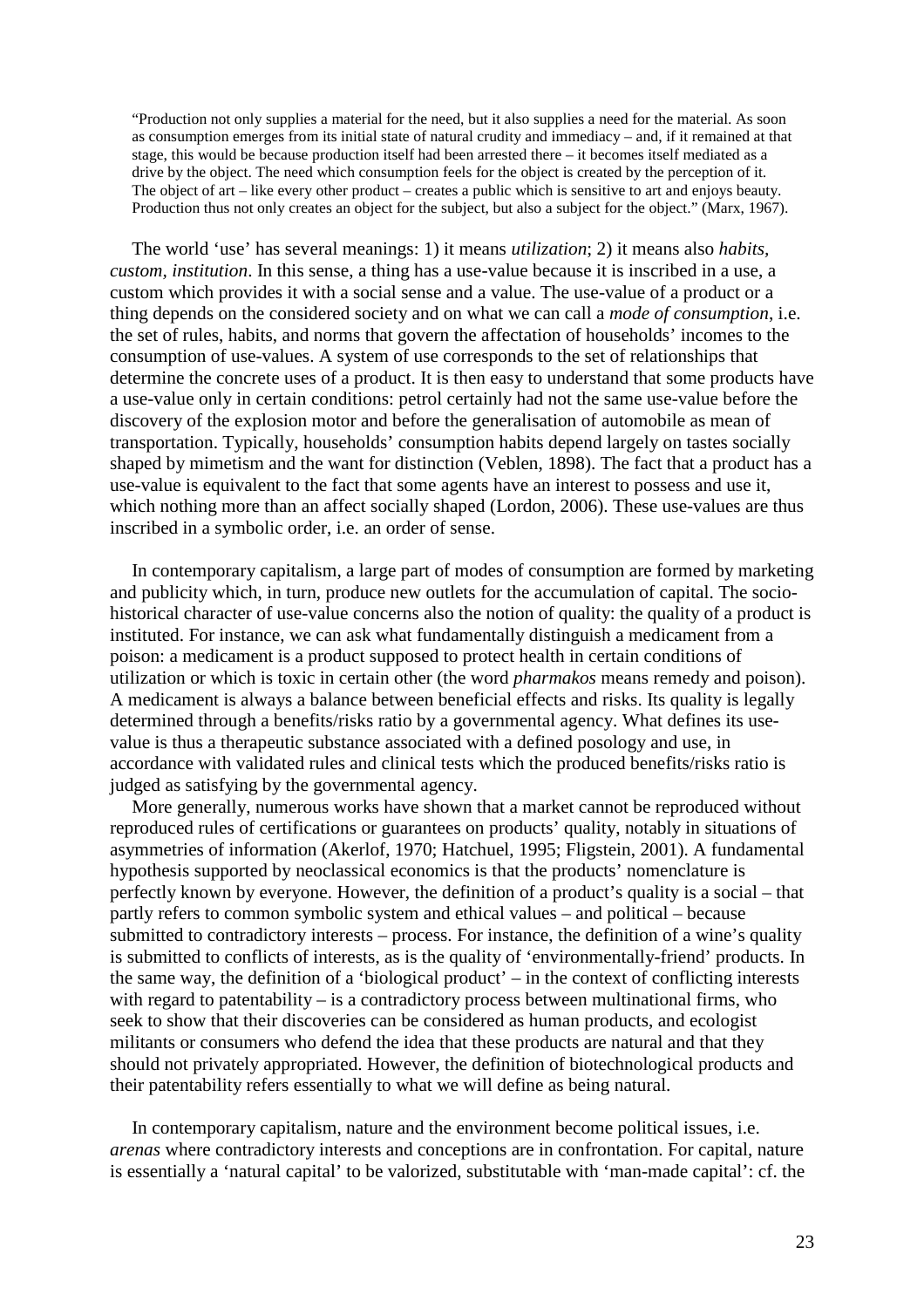> "Production not only supplies a material for the need, but it also supplies a need for the material. As soon as consumption emerges from its initial state of natural crudity and immediacy – and, if it remained at that stage, this would be because production itself had been arrested there – it becomes itself mediated as a drive by the object. The need which consumption feels for the object is created by the perception of it. The object of art – like every other product – creates a public which is sensitive to art and enjoys beauty. Production thus not only creates an object for the subject, but also a subject for the object." (Marx, 1967).

The world 'use' has several meanings: 1) it means *utilization*; 2) it means also *habits, custom, institution*. In this sense, a thing has a use-value because it is inscribed in a use, a custom which provides it with a social sense and a value. The use-value of a product or a thing depends on the considered society and on what we can call a *mode of consumption*, i.e. the set of rules, habits, and norms that govern the affectation of households' incomes to the consumption of use-values. A system of use corresponds to the set of relationships that determine the concrete uses of a product. It is then easy to understand that some products have a use-value only in certain conditions: petrol certainly had not the same use-value before the discovery of the explosion motor and before the generalisation of automobile as mean of transportation. Typically, households' consumption habits depend largely on tastes socially shaped by mimetism and the want for distinction (Veblen, 1898). The fact that a product has a use-value is equivalent to the fact that some agents have an interest to possess and use it, which nothing more than an affect socially shaped (Lordon, 2006). These use-values are thus inscribed in a symbolic order, i.e. an order of sense.

In contemporary capitalism, a large part of modes of consumption are formed by marketing and publicity which, in turn, produce new outlets for the accumulation of capital. The socio-historical character of use-value concerns also the notion of quality: the quality of a product is instituted. For instance, we can ask what fundamentally distinguish a medicament from a poison: a medicament is a product supposed to protect health in certain conditions of utilization or which is toxic in certain other (the word *pharmakos* means remedy and poison). A medicament is always a balance between beneficial effects and risks. Its quality is legally determined through a benefits/risks ratio by a governmental agency. What defines its use-value is thus a therapeutic substance associated with a defined posology and use, in accordance with validated rules and clinical tests which the produced benefits/risks ratio is judged as satisfying by the governmental agency.

More generally, numerous works have shown that a market cannot be reproduced without reproduced rules of certifications or guarantees on products' quality, notably in situations of asymmetries of information (Akerlof, 1970; Hatchuel, 1995; Fligstein, 2001). A fundamental hypothesis supported by neoclassical economics is that the products' nomenclature is perfectly known by everyone. However, the definition of a product's quality is a social – that partly refers to common symbolic system and ethical values – and political – because submitted to contradictory interests – process. For instance, the definition of a wine's quality is submitted to conflicts of interests, as is the quality of 'environmentally-friend' products. In the same way, the definition of a 'biological product' – in the context of conflicting interests with regard to patentability – is a contradictory process between multinational firms, who seek to show that their discoveries can be considered as human products, and ecologist militants or consumers who defend the idea that these products are natural and that they should not privately appropriated. However, the definition of biotechnological products and their patentability refers essentially to what we will define as being natural.

In contemporary capitalism, nature and the environment become political issues, i.e. *arenas* where contradictory interests and conceptions are in confrontation. For capital, nature is essentially a 'natural capital' to be valorized, substitutable with 'man-made capital': cf. the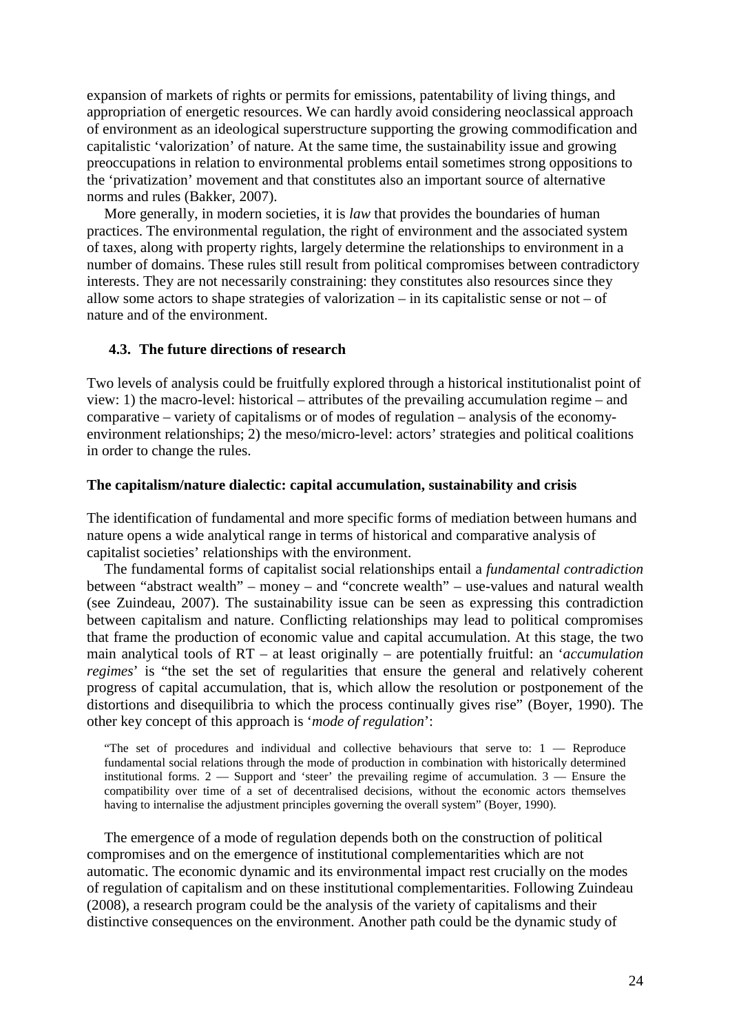expansion of markets of rights or permits for emissions, patentability of living things, and appropriation of energetic resources. We can hardly avoid considering neoclassical approach of environment as an ideological superstructure supporting the growing commodification and capitalistic 'valorization' of nature. At the same time, the sustainability issue and growing preoccupations in relation to environmental problems entail sometimes strong oppositions to the 'privatization' movement and that constitutes also an important source of alternative norms and rules (Bakker, 2007).

More generally, in modern societies, it is *law* that provides the boundaries of human practices. The environmental regulation, the right of environment and the associated system of taxes, along with property rights, largely determine the relationships to environment in a number of domains. These rules still result from political compromises between contradictory interests. They are not necessarily constraining: they constitutes also resources since they allow some actors to shape strategies of valorization – in its capitalistic sense or not – of nature and of the environment.

### 4.3. The future directions of research

Two levels of analysis could be fruitfully explored through a historical institutionalist point of view: 1) the macro-level: historical – attributes of the prevailing accumulation regime – and comparative – variety of capitalisms or of modes of regulation – analysis of the economy-environment relationships; 2) the meso/micro-level: actors' strategies and political coalitions in order to change the rules.

**The capitalism/nature dialectic: capital accumulation, sustainability and crisis**

The identification of fundamental and more specific forms of mediation between humans and nature opens a wide analytical range in terms of historical and comparative analysis of capitalist societies' relationships with the environment.

The fundamental forms of capitalist social relationships entail a *fundamental contradiction* between "abstract wealth" – money – and "concrete wealth" – use-values and natural wealth (see Zuindeau, 2007). The sustainability issue can be seen as expressing this contradiction between capitalism and nature. Conflicting relationships may lead to political compromises that frame the production of economic value and capital accumulation. At this stage, the two main analytical tools of RT – at least originally – are potentially fruitful: an '*accumulation regimes*' is "the set the set of regularities that ensure the general and relatively coherent progress of capital accumulation, that is, which allow the resolution or postponement of the distortions and disequilibria to which the process continually gives rise" (Boyer, 1990). The other key concept of this approach is '*mode of regulation*':

> "The set of procedures and individual and collective behaviours that serve to: 1 — Reproduce fundamental social relations through the mode of production in combination with historically determined institutional forms. 2 — Support and 'steer' the prevailing regime of accumulation. 3 — Ensure the compatibility over time of a set of decentralised decisions, without the economic actors themselves having to internalise the adjustment principles governing the overall system" (Boyer, 1990).

The emergence of a mode of regulation depends both on the construction of political compromises and on the emergence of institutional complementarities which are not automatic. The economic dynamic and its environmental impact rest crucially on the modes of regulation of capitalism and on these institutional complementarities. Following Zuindeau (2008), a research program could be the analysis of the variety of capitalisms and their distinctive consequences on the environment. Another path could be the dynamic study of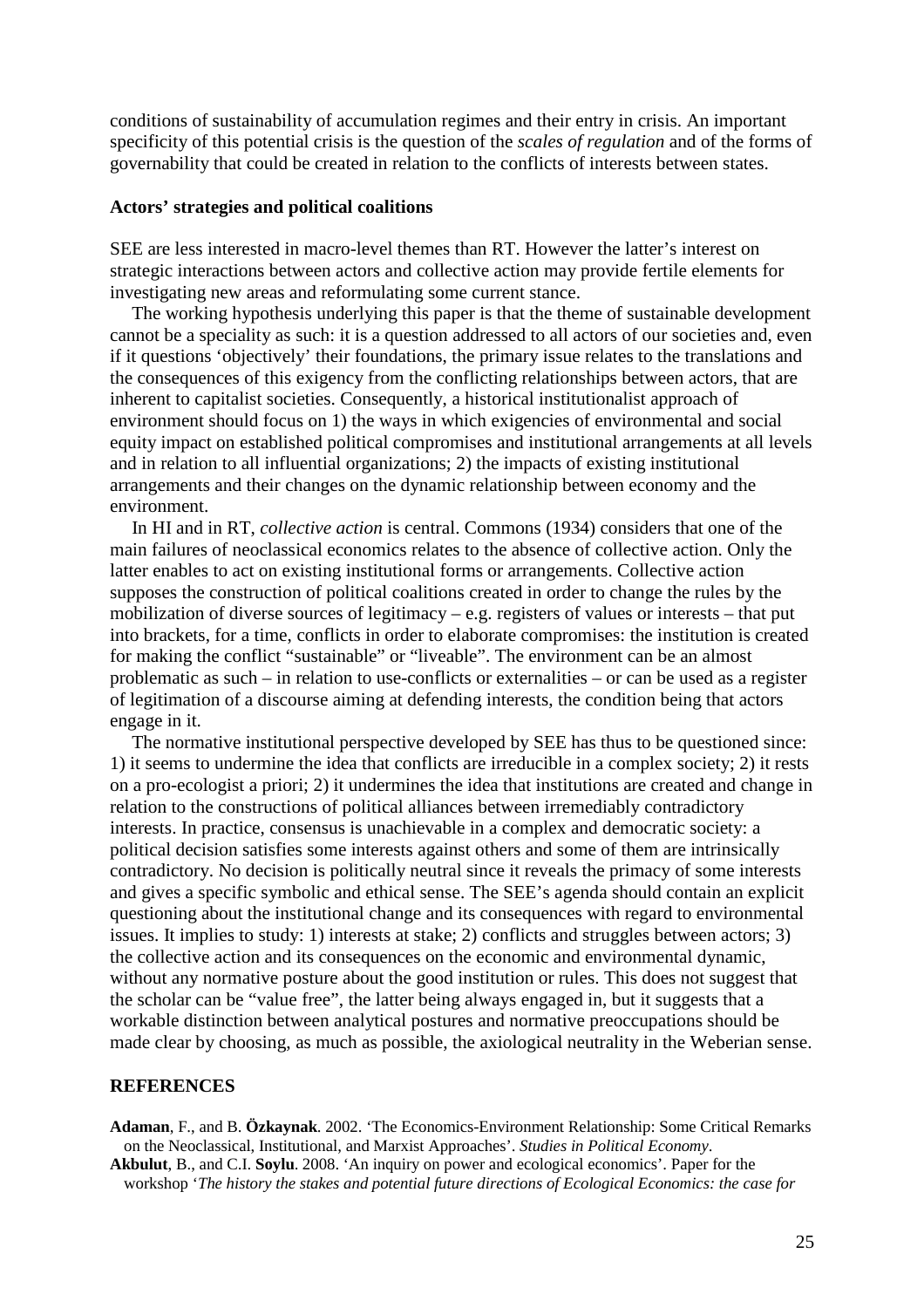conditions of sustainability of accumulation regimes and their entry in crisis. An important specificity of this potential crisis is the question of the *scales of regulation* and of the forms of governability that could be created in relation to the conflicts of interests between states.

### Actors' strategies and political coalitions

SEE are less interested in macro-level themes than RT. However the latter's interest on strategic interactions between actors and collective action may provide fertile elements for investigating new areas and reformulating some current stance.

The working hypothesis underlying this paper is that the theme of sustainable development cannot be a speciality as such: it is a question addressed to all actors of our societies and, even if it questions 'objectively' their foundations, the primary issue relates to the translations and the consequences of this exigency from the conflicting relationships between actors, that are inherent to capitalist societies. Consequently, a historical institutionalist approach of environment should focus on 1) the ways in which exigencies of environmental and social equity impact on established political compromises and institutional arrangements at all levels and in relation to all influential organizations; 2) the impacts of existing institutional arrangements and their changes on the dynamic relationship between economy and the environment.

In HI and in RT, *collective action* is central. Commons (1934) considers that one of the main failures of neoclassical economics relates to the absence of collective action. Only the latter enables to act on existing institutional forms or arrangements. Collective action supposes the construction of political coalitions created in order to change the rules by the mobilization of diverse sources of legitimacy – e.g. registers of values or interests – that put into brackets, for a time, conflicts in order to elaborate compromises: the institution is created for making the conflict "sustainable" or "liveable". The environment can be an almost problematic as such – in relation to use-conflicts or externalities – or can be used as a register of legitimation of a discourse aiming at defending interests, the condition being that actors engage in it.

The normative institutional perspective developed by SEE has thus to be questioned since: 1) it seems to undermine the idea that conflicts are irreducible in a complex society; 2) it rests on a pro-ecologist a priori; 2) it undermines the idea that institutions are created and change in relation to the constructions of political alliances between irremediably contradictory interests. In practice, consensus is unachievable in a complex and democratic society: a political decision satisfies some interests against others and some of them are intrinsically contradictory. No decision is politically neutral since it reveals the primacy of some interests and gives a specific symbolic and ethical sense. The SEE's agenda should contain an explicit questioning about the institutional change and its consequences with regard to environmental issues. It implies to study: 1) interests at stake; 2) conflicts and struggles between actors; 3) the collective action and its consequences on the economic and environmental dynamic, without any normative posture about the good institution or rules. This does not suggest that the scholar can be "value free", the latter being always engaged in, but it suggests that a workable distinction between analytical postures and normative preoccupations should be made clear by choosing, as much as possible, the axiological neutrality in the Weberian sense.

## REFERENCES

**Adaman**, F., and B. **Özkaynak**. 2002. 'The Economics-Environment Relationship: Some Critical Remarks on the Neoclassical, Institutional, and Marxist Approaches'. *Studies in Political Economy*.

**Akbulut**, B., and C.I. **Soylu**. 2008. 'An inquiry on power and ecological economics'. Paper for the workshop '*The history the stakes and potential future directions of Ecological Economics: the case for*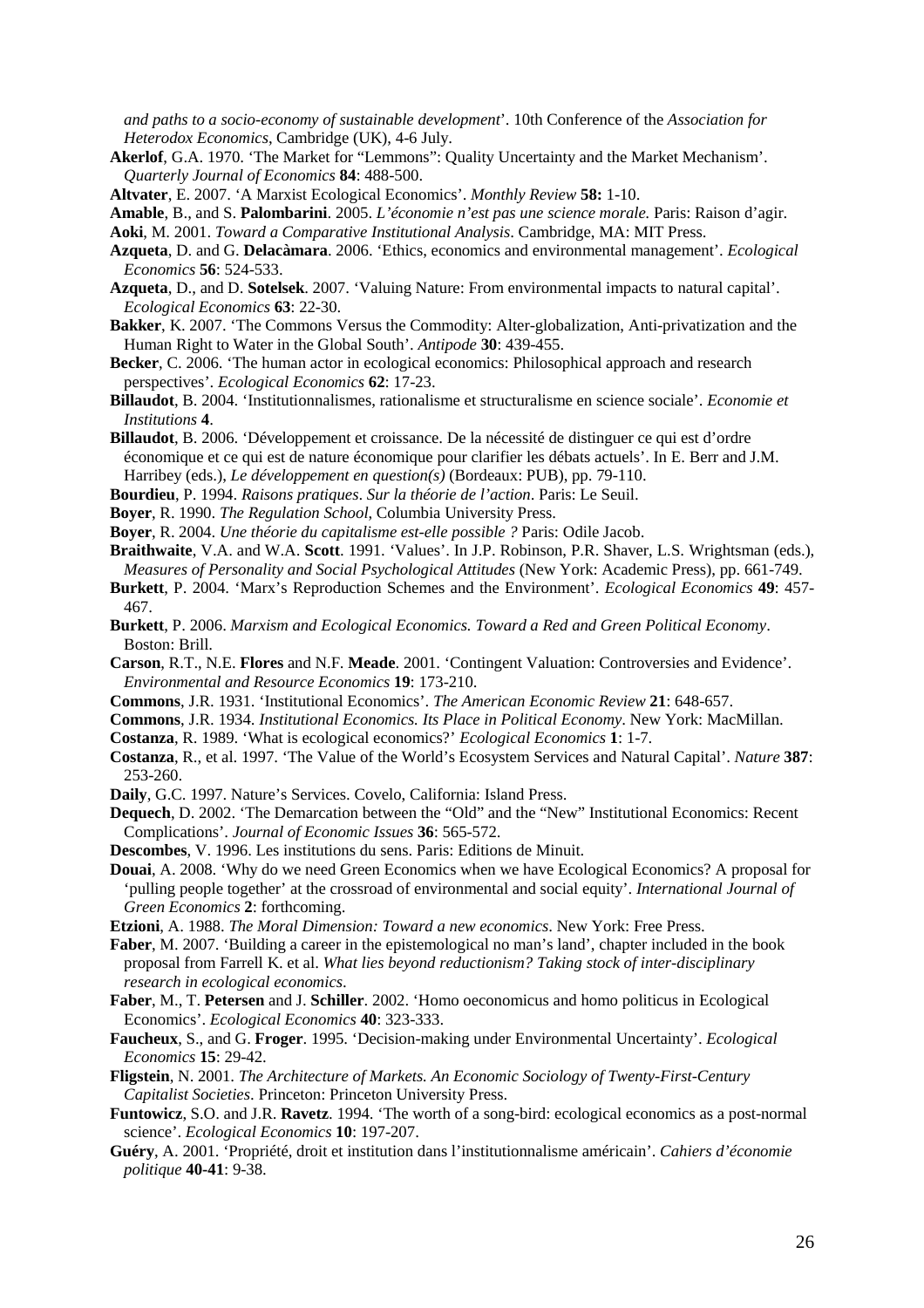*and paths to a socio-economy of sustainable development*'. 10th Conference of the *Association for Heterodox Economics*, Cambridge (UK), 4-6 July.

**Akerlof**, G.A. 1970. 'The Market for "Lemmons": Quality Uncertainty and the Market Mechanism'. *Quarterly Journal of Economics* **84**: 488-500.

**Altvater**, E. 2007. 'A Marxist Ecological Economics'. *Monthly Review* **58:** 1-10.

**Amable**, B., and S. **Palombarini**. 2005. *L'économie n'est pas une science morale.* Paris: Raison d'agir.

**Aoki**, M. 2001. *Toward a Comparative Institutional Analysis*. Cambridge, MA: MIT Press.

**Azqueta**, D. and G. **Delacàmara**. 2006. 'Ethics, economics and environmental management'. *Ecological Economics* **56**: 524-533.

**Azqueta**, D., and D. **Sotelsek**. 2007. 'Valuing Nature: From environmental impacts to natural capital'. *Ecological Economics* **63**: 22-30.

**Bakker**, K. 2007. 'The Commons Versus the Commodity: Alter-globalization, Anti-privatization and the Human Right to Water in the Global South'. *Antipode* **30**: 439-455.

**Becker**, C. 2006. 'The human actor in ecological economics: Philosophical approach and research perspectives'. *Ecological Economics* **62**: 17-23.

**Billaudot**, B. 2004. 'Institutionnalismes, rationalisme et structuralisme en science sociale'. *Economie et Institutions* **4**.

**Billaudot**, B. 2006. 'Développement et croissance. De la nécessité de distinguer ce qui est d'ordre économique et ce qui est de nature économique pour clarifier les débats actuels'. In E. Berr and J.M. Harribey (eds.), *Le développement en question(s)* (Bordeaux: PUB), pp. 79-110.

**Bourdieu**, P. 1994. *Raisons pratiques*. *Sur la théorie de l'action*. Paris: Le Seuil.

**Boyer**, R. 1990. *The Regulation School*, Columbia University Press.

**Boyer**, R. 2004. *Une théorie du capitalisme est-elle possible ?* Paris: Odile Jacob.

**Braithwaite**, V.A. and W.A. **Scott**. 1991. 'Values'. In J.P. Robinson, P.R. Shaver, L.S. Wrightsman (eds.), *Measures of Personality and Social Psychological Attitudes* (New York: Academic Press), pp. 661-749.

**Burkett**, P. 2004. 'Marx's Reproduction Schemes and the Environment'. *Ecological Economics* **49**: 457-467.

**Burkett**, P. 2006. *Marxism and Ecological Economics. Toward a Red and Green Political Economy*. Boston: Brill.

**Carson**, R.T., N.E. **Flores** and N.F. **Meade**. 2001. 'Contingent Valuation: Controversies and Evidence'. *Environmental and Resource Economics* **19**: 173-210.

**Commons**, J.R. 1931. 'Institutional Economics'. *The American Economic Review* **21**: 648-657.

**Commons**, J.R. 1934. *Institutional Economics. Its Place in Political Economy*. New York: MacMillan.

**Costanza**, R. 1989. 'What is ecological economics?' *Ecological Economics* **1**: 1-7.

**Costanza**, R., et al. 1997. 'The Value of the World's Ecosystem Services and Natural Capital'. *Nature* **387**: 253-260.

**Daily**, G.C. 1997. Nature's Services. Covelo, California: Island Press.

**Dequech**, D. 2002. 'The Demarcation between the "Old" and the "New" Institutional Economics: Recent Complications'. *Journal of Economic Issues* **36**: 565-572.

**Descombes**, V. 1996. Les institutions du sens. Paris: Editions de Minuit.

**Douai**, A. 2008. 'Why do we need Green Economics when we have Ecological Economics? A proposal for 'pulling people together' at the crossroad of environmental and social equity'. *International Journal of Green Economics* **2**: forthcoming.

**Etzioni**, A. 1988. *The Moral Dimension: Toward a new economics*. New York: Free Press.

**Faber**, M. 2007. 'Building a career in the epistemological no man's land', chapter included in the book proposal from Farrell K. et al. *What lies beyond reductionism? Taking stock of inter-disciplinary research in ecological economics*.

**Faber**, M., T. **Petersen** and J. **Schiller**. 2002. 'Homo oeconomicus and homo politicus in Ecological Economics'. *Ecological Economics* **40**: 323-333.

**Faucheux**, S., and G. **Froger**. 1995. 'Decision-making under Environmental Uncertainty'. *Ecological Economics* **15**: 29-42.

**Fligstein**, N. 2001. *The Architecture of Markets. An Economic Sociology of Twenty-First-Century Capitalist Societies*. Princeton: Princeton University Press.

**Funtowicz**, S.O. and J.R. **Ravetz**. 1994. 'The worth of a song-bird: ecological economics as a post-normal science'. *Ecological Economics* **10**: 197-207.

**Guéry**, A. 2001. 'Propriété, droit et institution dans l'institutionnalisme américain'. *Cahiers d'économie politique* **40-41**: 9-38.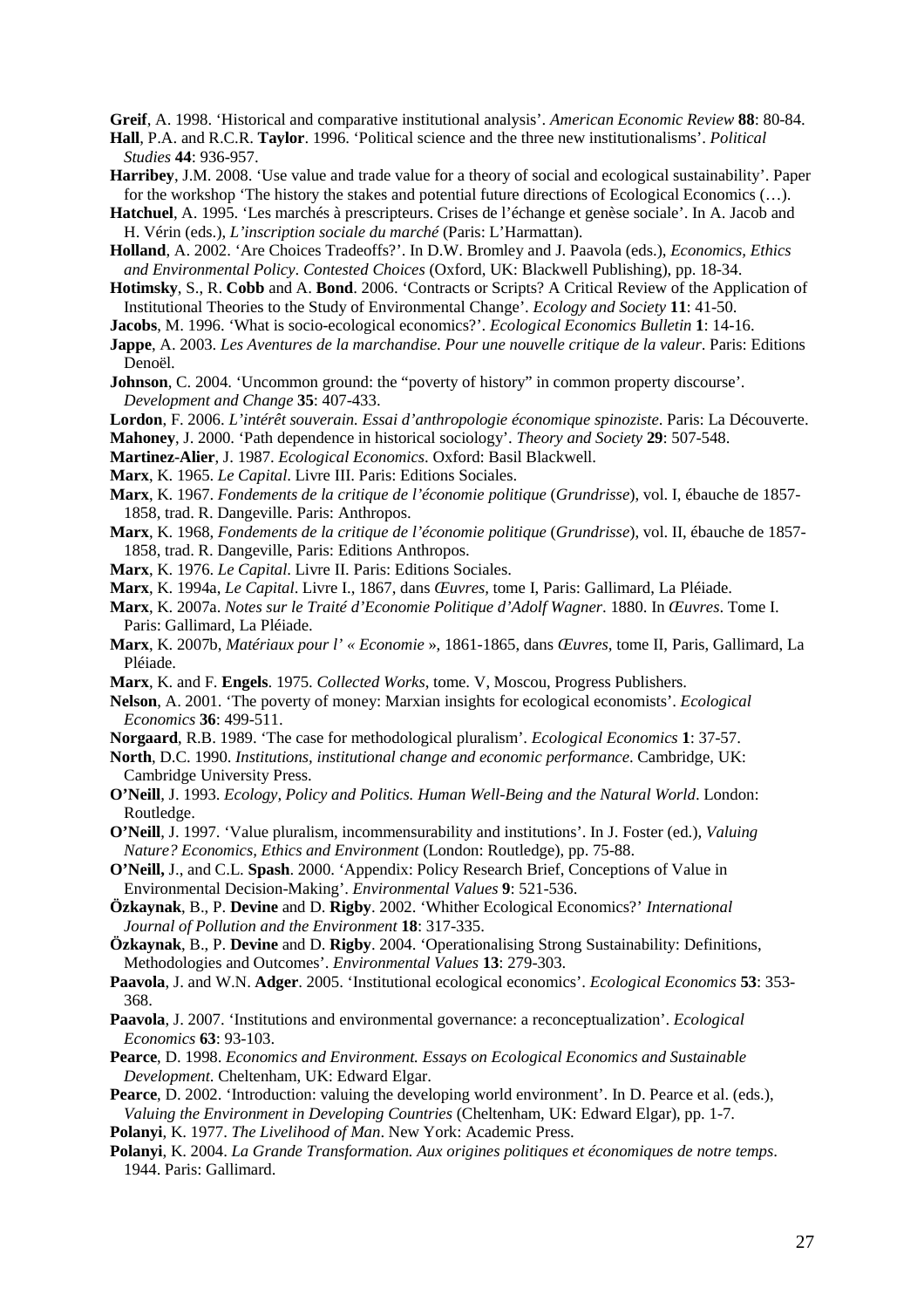**Greif**, A. 1998. 'Historical and comparative institutional analysis'. *American Economic Review* **88**: 80-84.

**Hall**, P.A. and R.C.R. **Taylor**. 1996. 'Political science and the three new institutionalisms'. *Political Studies* **44**: 936-957.

**Harribey**, J.M. 2008. 'Use value and trade value for a theory of social and ecological sustainability'. Paper for the workshop 'The history the stakes and potential future directions of Ecological Economics (…).

**Hatchuel**, A. 1995. 'Les marchés à prescripteurs. Crises de l'échange et genèse sociale'. In A. Jacob and H. Vérin (eds.), *L'inscription sociale du marché* (Paris: L'Harmattan).

**Holland**, A. 2002. 'Are Choices Tradeoffs?'. In D.W. Bromley and J. Paavola (eds.), *Economics, Ethics and Environmental Policy. Contested Choices* (Oxford, UK: Blackwell Publishing), pp. 18-34.

**Hotimsky**, S., R. **Cobb** and A. **Bond**. 2006. 'Contracts or Scripts? A Critical Review of the Application of Institutional Theories to the Study of Environmental Change'. *Ecology and Society* **11**: 41-50.

**Jacobs**, M. 1996. 'What is socio-ecological economics?'. *Ecological Economics Bulletin* **1**: 14-16.

**Jappe**, A. 2003. *Les Aventures de la marchandise. Pour une nouvelle critique de la valeur*. Paris: Editions Denoël.

**Johnson**, C. 2004. 'Uncommon ground: the "poverty of history" in common property discourse'. *Development and Change* **35**: 407-433.

**Lordon**, F. 2006. *L'intérêt souverain. Essai d'anthropologie économique spinoziste*. Paris: La Découverte.

**Mahoney**, J. 2000. 'Path dependence in historical sociology'. *Theory and Society* **29**: 507-548.

**Martinez-Alier**, J. 1987. *Ecological Economics*. Oxford: Basil Blackwell.

**Marx**, K. 1965. *Le Capital*. Livre III. Paris: Editions Sociales.

**Marx**, K. 1967. *Fondements de la critique de l'économie politique* (*Grundrisse*), vol. I, ébauche de 1857-1858, trad. R. Dangeville. Paris: Anthropos.

**Marx**, K. 1968, *Fondements de la critique de l'économie politique* (*Grundrisse*), vol. II, ébauche de 1857-1858, trad. R. Dangeville, Paris: Editions Anthropos.

**Marx**, K. 1976. *Le Capital*. Livre II. Paris: Editions Sociales.

**Marx**, K. 1994a, *Le Capital*. Livre I., 1867, dans *Œuvres*, tome I, Paris: Gallimard, La Pléiade.

**Marx**, K. 2007a. *Notes sur le Traité d'Economie Politique d'Adolf Wagner*. 1880. In *Œuvres*. Tome I. Paris: Gallimard, La Pléiade.

**Marx**, K. 2007b, *Matériaux pour l' « Economie* », 1861-1865, dans *Œuvres*, tome II, Paris, Gallimard, La Pléiade.

**Marx**, K. and F. **Engels**. 1975. *Collected Works*, tome. V, Moscou, Progress Publishers.

**Nelson**, A. 2001. 'The poverty of money: Marxian insights for ecological economists'. *Ecological Economics* **36**: 499-511.

**Norgaard**, R.B. 1989. 'The case for methodological pluralism'. *Ecological Economics* **1**: 37-57.

**North**, D.C. 1990. *Institutions, institutional change and economic performance*. Cambridge, UK: Cambridge University Press.

**O'Neill**, J. 1993. *Ecology, Policy and Politics. Human Well-Being and the Natural World*. London: Routledge.

**O'Neill**, J. 1997. 'Value pluralism, incommensurability and institutions'. In J. Foster (ed.), *Valuing Nature? Economics, Ethics and Environment* (London: Routledge), pp. 75-88.

**O'Neill,** J., and C.L. **Spash**. 2000. 'Appendix: Policy Research Brief, Conceptions of Value in Environmental Decision-Making'. *Environmental Values* **9**: 521-536.

**Özkaynak**, B., P. **Devine** and D. **Rigby**. 2002. 'Whither Ecological Economics?' *International Journal of Pollution and the Environment* **18**: 317-335.

**Özkaynak**, B., P. **Devine** and D. **Rigby**. 2004. 'Operationalising Strong Sustainability: Definitions, Methodologies and Outcomes'. *Environmental Values* **13**: 279-303.

**Paavola**, J. and W.N. **Adger**. 2005. 'Institutional ecological economics'. *Ecological Economics* **53**: 353-368.

**Paavola**, J. 2007. 'Institutions and environmental governance: a reconceptualization'. *Ecological Economics* **63**: 93-103.

**Pearce**, D. 1998. *Economics and Environment. Essays on Ecological Economics and Sustainable Development*. Cheltenham, UK: Edward Elgar.

**Pearce**, D. 2002. 'Introduction: valuing the developing world environment'. In D. Pearce et al. (eds.), *Valuing the Environment in Developing Countries* (Cheltenham, UK: Edward Elgar), pp. 1-7.

**Polanyi**, K. 1977. *The Livelihood of Man*. New York: Academic Press.

**Polanyi**, K. 2004. *La Grande Transformation. Aux origines politiques et économiques de notre temps*. 1944. Paris: Gallimard.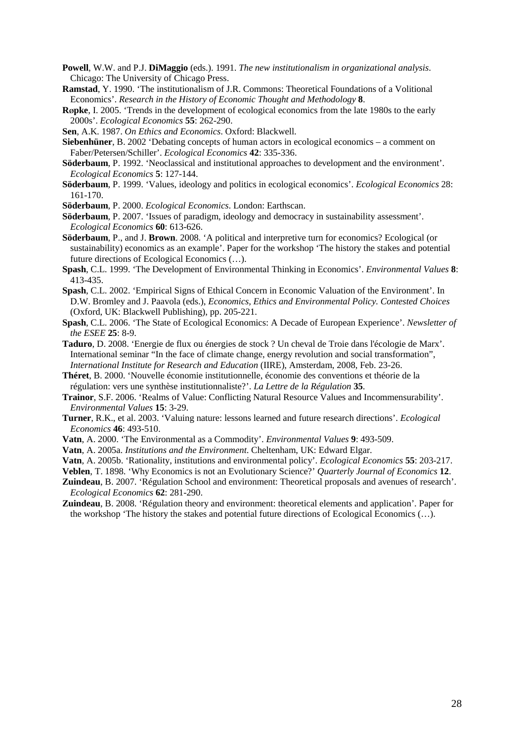**Powell**, W.W. and P.J. **DiMaggio** (eds.). 1991. *The new institutionalism in organizational analysis*. Chicago: The University of Chicago Press.

**Ramstad**, Y. 1990. 'The institutionalism of J.R. Commons: Theoretical Foundations of a Volitional Economics'. *Research in the History of Economic Thought and Methodology* **8**.

**Røpke**, I. 2005. 'Trends in the development of ecological economics from the late 1980s to the early 2000s'. *Ecological Economics* **55**: 262-290.

**Sen**, A.K. 1987. *On Ethics and Economics*. Oxford: Blackwell.

**Siebenhüner**, B. 2002 'Debating concepts of human actors in ecological economics – a comment on Faber/Petersen/Schiller'. *Ecological Economics* **42**: 335-336.

**Söderbaum**, P. 1992. 'Neoclassical and institutional approaches to development and the environment'. *Ecological Economics* **5**: 127-144.

**Söderbaum**, P. 1999. 'Values, ideology and politics in ecological economics'. *Ecological Economics* 28: 161-170.

**Söderbaum**, P. 2000. *Ecological Economics*. London: Earthscan.

**Söderbaum**, P. 2007. 'Issues of paradigm, ideology and democracy in sustainability assessment'. *Ecological Economics* **60**: 613-626.

**Söderbaum**, P., and J. **Brown**. 2008. 'A political and interpretive turn for economics? Ecological (or sustainability) economics as an example'. Paper for the workshop 'The history the stakes and potential future directions of Ecological Economics (…).

**Spash**, C.L. 1999. 'The Development of Environmental Thinking in Economics'. *Environmental Values* **8**: 413-435.

**Spash**, C.L. 2002. 'Empirical Signs of Ethical Concern in Economic Valuation of the Environment'. In D.W. Bromley and J. Paavola (eds.), *Economics, Ethics and Environmental Policy. Contested Choices* (Oxford, UK: Blackwell Publishing), pp. 205-221.

**Spash**, C.L. 2006. 'The State of Ecological Economics: A Decade of European Experience'. *Newsletter of the ESEE* **25**: 8-9.

**Taduro**, D. 2008. 'Energie de flux ou énergies de stock ? Un cheval de Troie dans l'écologie de Marx'. International seminar "In the face of climate change, energy revolution and social transformation", *International Institute for Research and Education* (IIRE), Amsterdam, 2008, Feb. 23-26.

**Théret**, B. 2000. 'Nouvelle économie institutionnelle, économie des conventions et théorie de la régulation: vers une synthèse institutionnaliste?'. *La Lettre de la Régulation* **35**.

**Trainor**, S.F. 2006. 'Realms of Value: Conflicting Natural Resource Values and Incommensurability'. *Environmental Values* **15**: 3-29.

**Turner**, R.K., et al. 2003. 'Valuing nature: lessons learned and future research directions'. *Ecological Economics* **46**: 493-510.

**Vatn**, A. 2000. 'The Environmental as a Commodity'. *Environmental Values* **9**: 493-509.

**Vatn**, A. 2005a. *Institutions and the Environment*. Cheltenham, UK: Edward Elgar.

**Vatn**, A. 2005b. 'Rationality, institutions and environmental policy'. *Ecological Economics* **55**: 203-217.

**Veblen**, T. 1898. 'Why Economics is not an Evolutionary Science?' *Quarterly Journal of Economics* **12**.

**Zuindeau**, B. 2007. 'Régulation School and environment: Theoretical proposals and avenues of research'. *Ecological Economics* **62**: 281-290.

**Zuindeau**, B. 2008. 'Régulation theory and environment: theoretical elements and application'. Paper for the workshop 'The history the stakes and potential future directions of Ecological Economics (…).